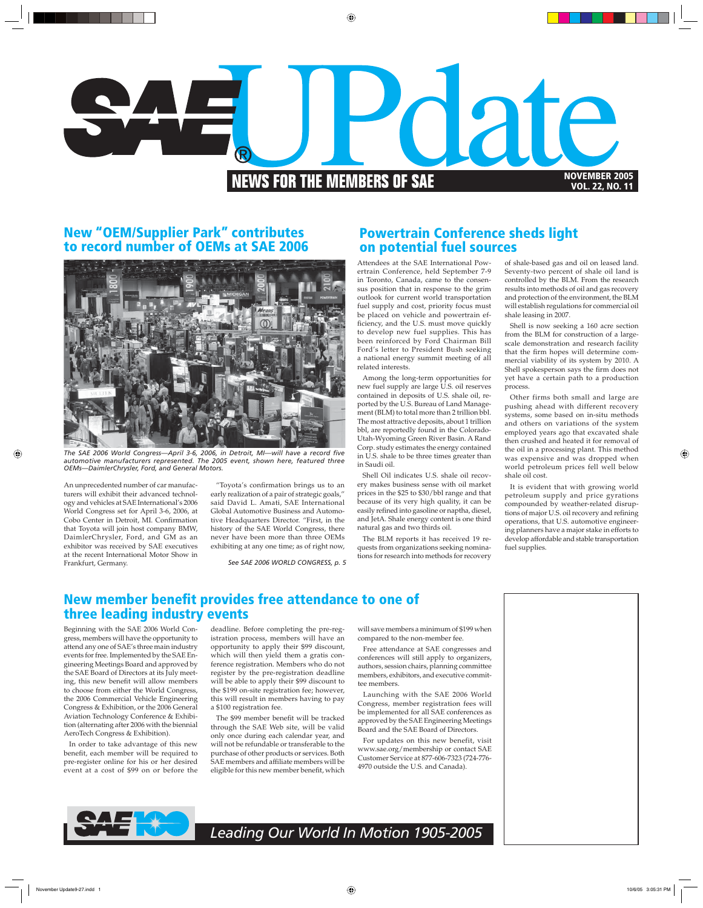# SAE UPdate

## NEWS FOR THE MEMBERS OF SAE

NOVEMBER 2005
VOL. 22, NO. 11

## New "OEM/Supplier Park" contributes to record number of OEMs at SAE 2006

*The SAE 2006 World Congress—April 3-6, 2006, in Detroit, MI—will have a record five automotive manufacturers represented. The 2005 event, shown here, featured three OEMs—DaimlerChrysler, Ford, and General Motors.*

An unprecedented number of car manufacturers will exhibit their advanced technology and vehicles at SAE International's 2006 World Congress set for April 3-6, 2006, at Cobo Center in Detroit, MI. Confirmation that Toyota will join host company BMW, DaimlerChrysler, Ford, and GM as an exhibitor was received by SAE executives at the recent International Motor Show in Frankfurt, Germany.

"Toyota's confirmation brings us to an early realization of a pair of strategic goals," said David L. Amati, SAE International Global Automotive Business and Automotive Headquarters Director. "First, in the history of the SAE World Congress, there never have been more than three OEMs exhibiting at any one time; as of right now,

*See SAE 2006 WORLD CONGRESS, p. 5*

## Powertrain Conference sheds light on potential fuel sources

Attendees at the SAE International Powertrain Conference, held September 7-9 in Toronto, Canada, came to the consensus position that in response to the grim outlook for current world transportation fuel supply and cost, priority focus must be placed on vehicle and powertrain efficiency, and the U.S. must move quickly to develop new fuel supplies. This has been reinforced by Ford Chairman Bill Ford's letter to President Bush seeking a national energy summit meeting of all related interests.

Among the long-term opportunities for new fuel supply are large U.S. oil reserves contained in deposits of U.S. shale oil, reported by the U.S. Bureau of Land Management (BLM) to total more than 2 trillion bbl. The most attractive deposits, about 1 trillion bbl, are reportedly found in the Colorado-Utah-Wyoming Green River Basin. A Rand Corp. study estimates the energy contained in U.S. shale to be three times greater than in Saudi oil.

Shell Oil indicates U.S. shale oil recovery makes business sense with oil market prices in the $25 to $30/bbl range and that because of its very high quality, it can be easily refined into gasoline or naptha, diesel, and JetA. Shale energy content is one third natural gas and two thirds oil.

The BLM reports it has received 19 requests from organizations seeking nominations for research into methods for recovery of shale-based gas and oil on leased land. Seventy-two percent of shale oil land is controlled by the BLM. From the research results into methods of oil and gas recovery and protection of the environment, the BLM will establish regulations for commercial oil shale leasing in 2007.

Shell is now seeking a 160 acre section from the BLM for construction of a large-scale demonstration and research facility that the firm hopes will determine commercial viability of its system by 2010. A Shell spokesperson says the firm does not yet have a certain path to a production process.

Other firms both small and large are pushing ahead with different recovery systems, some based on in-situ methods and others on variations of the system employed years ago that excavated shale then crushed and heated it for removal of the oil in a processing plant. This method was expensive and was dropped when world petroleum prices fell well below shale oil cost.

It is evident that with growing world petroleum supply and price gyrations compounded by weather-related disruptions of major U.S. oil recovery and refining operations, that U.S. automotive engineering planners have a major stake in efforts to develop affordable and stable transportation fuel supplies.

## New member benefit provides free attendance to one of three leading industry events

Beginning with the SAE 2006 World Congress, members will have the opportunity to attend any one of SAE's three main industry events for free. Implemented by the SAE Engineering Meetings Board and approved by the SAE Board of Directors at its July meeting, this new benefit will allow members to choose from either the World Congress, the 2006 Commercial Vehicle Engineering Congress & Exhibition, or the 2006 General Aviation Technology Conference & Exhibition (alternating after 2006 with the biennial AeroTech Congress & Exhibition).

In order to take advantage of this new benefit, each member will be required to pre-register online for his or her desired event at a cost of $99 on or before the deadline. Before completing the pre-registration process, members will have an opportunity to apply their $99 discount, which will then yield them a gratis conference registration. Members who do not register by the pre-registration deadline will be able to apply their $99 discount to the $199 on-site registration fee; however, this will result in members having to pay a $100 registration fee.

The $99 member benefit will be tracked through the SAE Web site, will be valid only once during each calendar year, and will not be refundable or transferable to the purchase of other products or services. Both SAE members and affiliate members will be eligible for this new member benefit, which will save members a minimum of $199 when compared to the non-member fee.

Free attendance at SAE congresses and conferences will still apply to organizers, authors, session chairs, planning committee members, exhibitors, and executive committee members.

Launching with the SAE 2006 World Congress, member registration fees will be implemented for all SAE conferences as approved by the SAE Engineering Meetings Board and the SAE Board of Directors.

For updates on this new benefit, visit www.sae.org/membership or contact SAE Customer Service at 877-606-7323 (724-776-4970 outside the U.S. and Canada).

SAE 100 — *Leading Our World In Motion 1905-2005*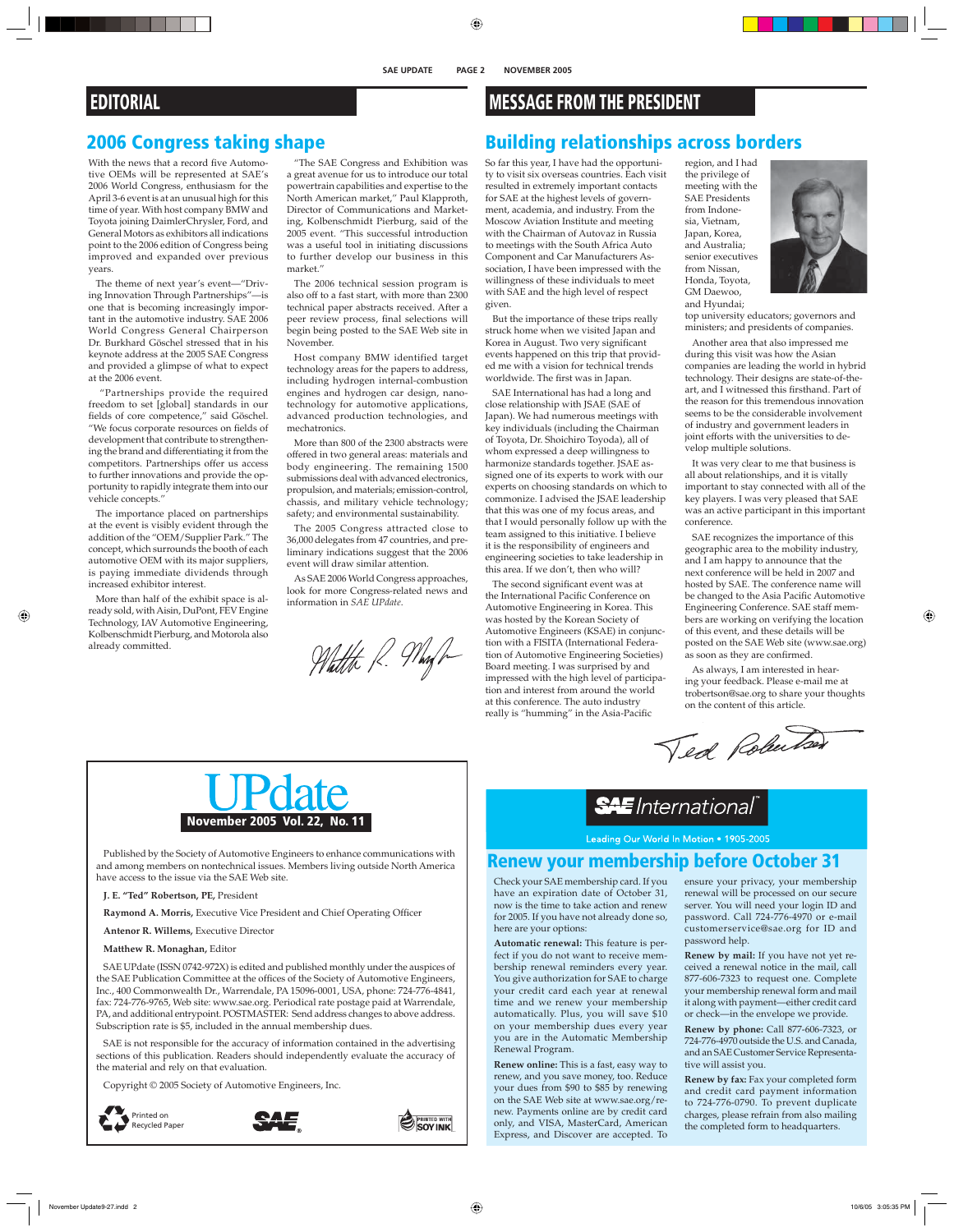## EDITORIAL

# 2006 Congress taking shape

With the news that a record five Automotive OEMs will be represented at SAE's 2006 World Congress, enthusiasm for the April 3-6 event is at an unusual high for this time of year. With host company BMW and Toyota joining DaimlerChrysler, Ford, and General Motors as exhibitors all indications point to the 2006 edition of Congress being improved and expanded over previous years.

The theme of next year's event—"Driving Innovation Through Partnerships"—is one that is becoming increasingly important in the automotive industry. SAE 2006 World Congress General Chairperson Dr. Burkhard Göschel stressed that in his keynote address at the 2005 SAE Congress and provided a glimpse of what to expect at the 2006 event.

"Partnerships provide the required freedom to set [global] standards in our fields of core competence," said Göschel. "We focus corporate resources on fields of development that contribute to strengthening the brand and differentiating it from the competitors. Partnerships offer us access to further innovations and provide the opportunity to rapidly integrate them into our vehicle concepts."

The importance placed on partnerships at the event is visibly evident through the addition of the "OEM/Supplier Park." The concept, which surrounds the booth of each automotive OEM with its major suppliers, is paying immediate dividends through increased exhibitor interest.

More than half of the exhibit space is already sold, with Aisin, DuPont, FEV Engine Technology, IAV Automotive Engineering, Kolbenschmidt Pierburg, and Motorola also already committed.

"The SAE Congress and Exhibition was a great avenue for us to introduce our total powertrain capabilities and expertise to the North American market," Paul Klapproth, Director of Communications and Marketing, Kolbenschmidt Pierburg, said of the 2005 event. "This successful introduction was a useful tool in initiating discussions to further develop our business in this market."

The 2006 technical session program is also off to a fast start, with more than 2300 technical paper abstracts received. After a peer review process, final selections will begin being posted to the SAE Web site in November.

Host company BMW identified target technology areas for the papers to address, including hydrogen internal-combustion engines and hydrogen car design, nanotechnology for automotive applications, advanced production technologies, and mechatronics.

More than 800 of the 2300 abstracts were offered in two general areas: materials and body engineering. The remaining 1500 submissions deal with advanced electronics, propulsion, and materials; emission-control, chassis, and military vehicle technology; safety; and environmental sustainability.

The 2005 Congress attracted close to 36,000 delegates from 47 countries, and preliminary indications suggest that the 2006 event will draw similar attention.

As SAE 2006 World Congress approaches, look for more Congress-related news and information in *SAE UPdate*.

*Matthew R. Monaghan* (signature)

## MESSAGE FROM THE PRESIDENT

# Building relationships across borders

So far this year, I have had the opportunity to visit six overseas countries. Each visit resulted in extremely important contacts for SAE at the highest levels of government, academia, and industry. From the Moscow Aviation Institute and meeting with the Chairman of Autovaz in Russia to meetings with the South Africa Auto Component and Car Manufacturers Association, I have been impressed with the willingness of these individuals to meet with SAE and the high level of respect given.

But the importance of these trips really struck home when we visited Japan and Korea in August. Two very significant events happened on this trip that provided me with a vision for technical trends worldwide. The first was in Japan.

SAE International has had a long and close relationship with JSAE (SAE of Japan). We had numerous meetings with key individuals (including the Chairman of Toyota, Dr. Shoichiro Toyoda), all of whom expressed a deep willingness to harmonize standards together. JSAE assigned one of its experts to work with our experts on choosing standards on which to commonize. I advised the JSAE leadership that this was one of my focus areas, and that I would personally follow up with the team assigned to this initiative. I believe it is the responsibility of engineers and engineering societies to take leadership in this area. If we don't, then who will?

The second significant event was at the International Pacific Conference on Automotive Engineering in Korea. This was hosted by the Korean Society of Automotive Engineers (KSAE) in conjunction with a FISITA (International Federation of Automotive Engineering Societies) Board meeting. I was surprised by and impressed with the high level of participation and interest from around the world at this conference. The auto industry really is "humming" in the Asia-Pacific region, and I had the privilege of meeting with the SAE Presidents from Indonesia, Vietnam, Japan, Korea, and Australia; senior executives from Nissan, Honda, Toyota, GM Daewoo, and Hyundai; top university educators; governors and ministers; and presidents of companies.

Another area that also impressed me during this visit was how the Asian companies are leading the world in hybrid technology. Their designs are state-of-the-art, and I witnessed this firsthand. Part of the reason for this tremendous innovation seems to be the considerable involvement of industry and government leaders in joint efforts with the universities to develop multiple solutions.

It was very clear to me that business is all about relationships, and it is vitally important to stay connected with all of the key players. I was very pleased that SAE was an active participant in this important conference.

SAE recognizes the importance of this geographic area to the mobility industry, and I am happy to announce that the next conference will be held in 2007 and hosted by SAE. The conference name will be changed to the Asia Pacific Automotive Engineering Conference. SAE staff members are working on verifying the location of this event, and these details will be posted on the SAE Web site (www.sae.org) as soon as they are confirmed.

As always, I am interested in hearing your feedback. Please e-mail me at trobertson@sae.org to share your thoughts on the content of this article.

*Ted Robertson* (signature)

---

# UPdate

**November 2005 Vol. 22, No. 11**

Published by the Society of Automotive Engineers to enhance communications with and among members on nontechnical issues. Members living outside North America have access to the issue via the SAE Web site.

**J. E. "Ted" Robertson, PE,** President

**Raymond A. Morris,** Executive Vice President and Chief Operating Officer

**Antenor R. Willems,** Executive Director

**Matthew R. Monaghan,** Editor

SAE UPdate (ISSN 0742-972X) is edited and published monthly under the auspices of the SAE Publication Committee at the offices of the Society of Automotive Engineers, Inc., 400 Commonwealth Dr., Warrendale, PA 15096-0001, USA, phone: 724-776-4841, fax: 724-776-9765, Web site: www.sae.org. Periodical rate postage paid at Warrendale, PA, and additional entrypoint. POSTMASTER: Send address changes to above address. Subscription rate is $5, included in the annual membership dues.

SAE is not responsible for the accuracy of information contained in the advertising sections of this publication. Readers should independently evaluate the accuracy of the material and rely on that evaluation.

Copyright © 2005 Society of Automotive Engineers, Inc.

Printed on Recycled Paper — Printed with Soy Ink

---

**SAE International™**

Leading Our World In Motion • 1905-2005

# Renew your membership before October 31

Check your SAE membership card. If you have an expiration date of October 31, now is the time to take action and renew for 2005. If you have not already done so, here are your options:

**Automatic renewal:** This feature is perfect if you do not want to receive membership renewal reminders every year. You give authorization for SAE to charge your credit card each year at renewal time and we renew your membership automatically. Plus, you will save $10 on your membership dues every year you are in the Automatic Membership Renewal Program.

**Renew online:** This is a fast, easy way to renew, and you save money, too. Reduce your dues from $90 to $85 by renewing on the SAE Web site at www.sae.org/renew. Payments online are by credit card only, and VISA, MasterCard, American Express, and Discover are accepted. To ensure your privacy, your membership renewal will be processed on our secure server. You will need your login ID and password. Call 724-776-4970 or e-mail customerservice@sae.org for ID and password help.

**Renew by mail:** If you have not yet received a renewal notice in the mail, call 877-606-7323 to request one. Complete your membership renewal form and mail it along with payment—either credit card or check—in the envelope we provide.

**Renew by phone:** Call 877-606-7323, or 724-776-4970 outside the U.S. and Canada, and an SAE Customer Service Representative will assist you.

**Renew by fax:** Fax your completed form and credit card payment information to 724-776-0790. To prevent duplicate charges, please refrain from also mailing the completed form to headquarters.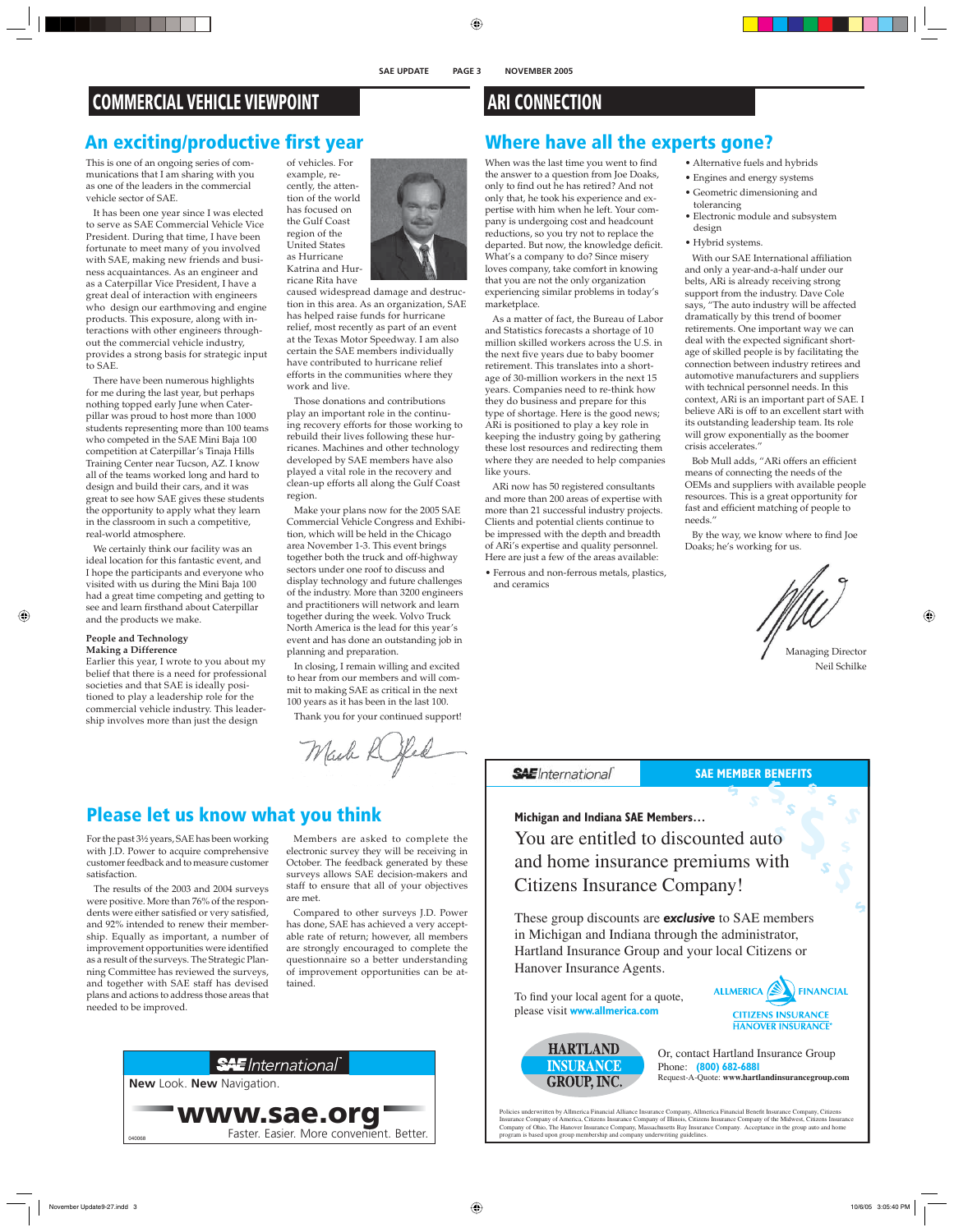# COMMERCIAL VEHICLE VIEWPOINT

## An exciting/productive first year

This is one of an ongoing series of communications that I am sharing with you as one of the leaders in the commercial vehicle sector of SAE.

It has been one year since I was elected to serve as SAE Commercial Vehicle Vice President. During that time, I have been fortunate to meet many of you involved with SAE, making new friends and business acquaintances. As an engineer and as a Caterpillar Vice President, I have a great deal of interaction with engineers who design our earthmoving and engine products. This exposure, along with interactions with other engineers throughout the commercial vehicle industry, provides a strong basis for strategic input to SAE.

There have been numerous highlights for me during the last year, but perhaps nothing topped early June when Caterpillar was proud to host more than 1000 students representing more than 100 teams who competed in the SAE Mini Baja 100 competition at Caterpillar's Tinaja Hills Training Center near Tucson, AZ. I know all of the teams worked long and hard to design and build their cars, and it was great to see how SAE gives these students the opportunity to apply what they learn in the classroom in such a competitive, real-world atmosphere.

We certainly think our facility was an ideal location for this fantastic event, and I hope the participants and everyone who visited with us during the Mini Baja 100 had a great time competing and getting to see and learn firsthand about Caterpillar and the products we make.

**People and Technology Making a Difference**

Earlier this year, I wrote to you about my belief that there is a need for professional societies and that SAE is ideally positioned to play a leadership role for the commercial vehicle industry. This leadership involves more than just the design of vehicles. For example, recently, the attention of the world has focused on the Gulf Coast region of the United States as Hurricane Katrina and Hurricane Rita have caused widespread damage and destruction in this area. As an organization, SAE has helped raise funds for hurricane relief, most recently as part of an event at the Texas Motor Speedway. I am also certain the SAE members individually have contributed to hurricane relief efforts in the communities where they work and live.

Those donations and contributions play an important role in the continuing recovery efforts for those working to rebuild their lives following these hurricanes. Machines and other technology developed by SAE members have also played a vital role in the recovery and clean-up efforts all along the Gulf Coast region.

Make your plans now for the 2005 SAE Commercial Vehicle Congress and Exhibition, which will be held in the Chicago area November 1-3. This event brings together both the truck and off-highway sectors under one roof to discuss and display technology and future challenges of the industry. More than 3200 engineers and practitioners will network and learn together during the week. Volvo Truck North America is the lead for this year's event and has done an outstanding job in planning and preparation.

In closing, I remain willing and excited to hear from our members and will commit to making SAE as critical in the next 100 years as it has been in the last 100.

Thank you for your continued support!

Mark R. Ofed

# ARI CONNECTION

## Where have all the experts gone?

When was the last time you went to find the answer to a question from Joe Doaks, only to find out he has retired? And not only that, he took his experience and expertise with him when he left. Your company is undergoing cost and headcount reductions, so you try not to replace the departed. But now, the knowledge deficit. What's a company to do? Since misery loves company, take comfort in knowing that you are not the only organization experiencing similar problems in today's marketplace.

As a matter of fact, the Bureau of Labor and Statistics forecasts a shortage of 10 million skilled workers across the U.S. in the next five years due to baby boomer retirement. This translates into a shortage of 30-million workers in the next 15 years. Companies need to re-think how they do business and prepare for this type of shortage. Here is the good news; ARi is positioned to play a key role in keeping the industry going by gathering these lost resources and redirecting them where they are needed to help companies like yours.

ARi now has 50 registered consultants and more than 200 areas of expertise with more than 21 successful industry projects. Clients and potential clients continue to be impressed with the depth and breadth of ARi's expertise and quality personnel. Here are just a few of the areas available:

- Ferrous and non-ferrous metals, plastics, and ceramics
- Alternative fuels and hybrids
- Engines and energy systems
- Geometric dimensioning and tolerancing
- Electronic module and subsystem design
- Hybrid systems.

With our SAE International affiliation and only a year-and-a-half under our belts, ARi is already receiving strong support from the industry. Dave Cole says, "The auto industry will be affected dramatically by this trend of boomer retirements. One important way we can deal with the expected significant shortage of skilled people is by facilitating the connection between industry retirees and automotive manufacturers and suppliers with technical personnel needs. In this context, ARi is an important part of SAE. I believe ARi is off to an excellent start with its outstanding leadership team. Its role will grow exponentially as the boomer crisis accelerates."

Bob Mull adds, "ARi offers an efficient means of connecting the needs of the OEMs and suppliers with available people resources. This is a great opportunity for fast and efficient matching of people to needs."

By the way, we know where to find Joe Doaks; he's working for us.

Managing Director
Neil Schilke

## Please let us know what you think

For the past 3½ years, SAE has been working with J.D. Power to acquire comprehensive customer feedback and to measure customer satisfaction.

The results of the 2003 and 2004 surveys were positive. More than 76% of the respondents were either satisfied or very satisfied, and 92% intended to renew their membership. Equally as important, a number of improvement opportunities were identified as a result of the surveys. The Strategic Planning Committee has reviewed the surveys, and together with SAE staff has devised plans and actions to address those areas that needed to be improved.

Members are asked to complete the electronic survey they will be receiving in October. The feedback generated by these surveys allows SAE decision-makers and staff to ensure that all of your objectives are met.

Compared to other surveys J.D. Power has done, SAE has achieved a very acceptable rate of return; however, all members are strongly encouraged to complete the questionnaire so a better understanding of improvement opportunities can be attained.

**SAE International**

**New** Look. **New** Navigation.

**www.sae.org**

Faster. Easier. More convenient. Better.

040068

**SAE International — SAE MEMBER BENEFITS**

**Michigan and Indiana SAE Members…**

You are entitled to discounted auto and home insurance premiums with Citizens Insurance Company!

These group discounts are ***exclusive*** to SAE members in Michigan and Indiana through the administrator, Hartland Insurance Group and your local Citizens or Hanover Insurance Agents.

To find your local agent for a quote, please visit **www.allmerica.com**

ALLMERICA FINANCIAL — CITIZENS INSURANCE — HANOVER INSURANCE

HARTLAND INSURANCE GROUP, INC.

Or, contact Hartland Insurance Group
Phone: **(800) 682-6881**
Request-A-Quote: **www.hartlandinsurancegroup.com**

Policies underwritten by Allmerica Financial Alliance Insurance Company, Allmerica Financial Benefit Insurance Company, Citizens Insurance Company of America, Citizens Insurance Company of Illinois, Citizens Insurance Company of the Midwest, Citizens Insurance Company of Ohio, The Hanover Insurance Company, Massachusetts Bay Insurance Company. Acceptance in the group auto and home program is based upon group membership and company underwriting guidelines.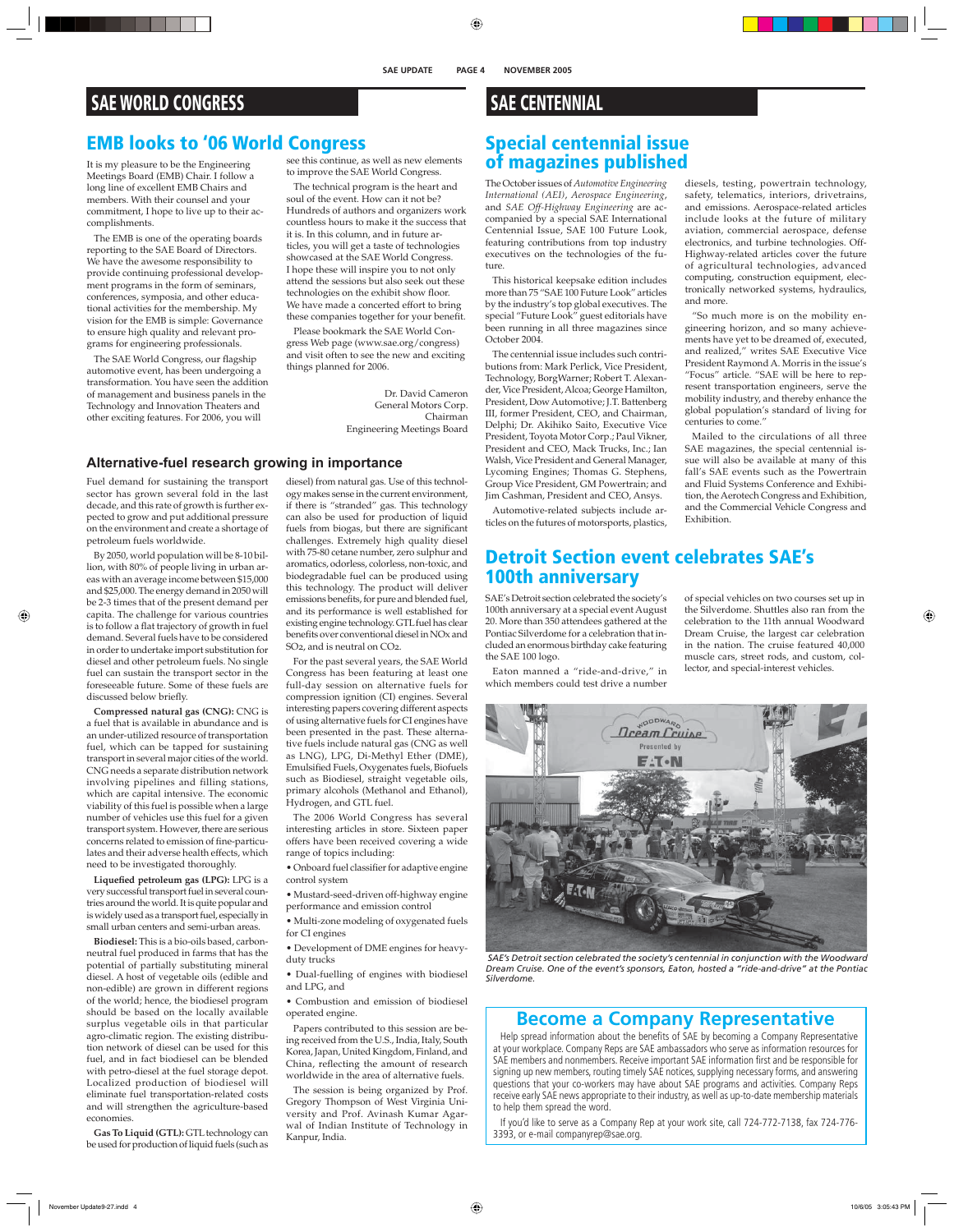# SAE WORLD CONGRESS

## EMB looks to '06 World Congress

It is my pleasure to be the Engineering Meetings Board (EMB) Chair. I follow a long line of excellent EMB Chairs and members. With their counsel and your commitment, I hope to live up to their accomplishments.

The EMB is one of the operating boards reporting to the SAE Board of Directors. We have the awesome responsibility to provide continuing professional development programs in the form of seminars, conferences, symposia, and other educational activities for the membership. My vision for the EMB is simple: Governance to ensure high quality and relevant programs for engineering professionals.

The SAE World Congress, our flagship automotive event, has been undergoing a transformation. You have seen the addition of management and business panels in the Technology and Innovation Theaters and other exciting features. For 2006, you will see this continue, as well as new elements to improve the SAE World Congress.

The technical program is the heart and soul of the event. How can it not be? Hundreds of authors and organizers work countless hours to make it the success that it is. In this column, and in future articles, you will get a taste of technologies showcased at the SAE World Congress. I hope these will inspire you to not only attend the sessions but also seek out these technologies on the exhibit show floor. We have made a concerted effort to bring these companies together for your benefit.

Please bookmark the SAE World Congress Web page (www.sae.org/congress) and visit often to see the new and exciting things planned for 2006.

Dr. David Cameron
General Motors Corp.
Chairman
Engineering Meetings Board

### Alternative-fuel research growing in importance

Fuel demand for sustaining the transport sector has grown several fold in the last decade, and this rate of growth is further expected to grow and put additional pressure on the environment and create a shortage of petroleum fuels worldwide.

By 2050, world population will be 8-10 billion, with 80% of people living in urban areas with an average income between $15,000 and $25,000. The energy demand in 2050 will be 2-3 times that of the present demand per capita. The challenge for various countries is to follow a flat trajectory of growth in fuel demand. Several fuels have to be considered in order to undertake import substitution for diesel and other petroleum fuels. No single fuel can sustain the transport sector in the foreseeable future. Some of these fuels are discussed below briefly.

**Compressed natural gas (CNG):** CNG is a fuel that is available in abundance and is an under-utilized resource of transportation fuel, which can be tapped for sustaining transport in several major cities of the world. CNG needs a separate distribution network involving pipelines and filling stations, which are capital intensive. The economic viability of this fuel is possible when a large number of vehicles use this fuel for a given transport system. However, there are serious concerns related to emission of fine-particulates and their adverse health effects, which need to be investigated thoroughly.

**Liquefied petroleum gas (LPG):** LPG is a very successful transport fuel in several countries around the world. It is quite popular and is widely used as a transport fuel, especially in small urban centers and semi-urban areas.

**Biodiesel:** This is a bio-oils based, carbon-neutral fuel produced in farms that has the potential of partially substituting mineral diesel. A host of vegetable oils (edible and non-edible) are grown in different regions of the world; hence, the biodiesel program should be based on the locally available surplus vegetable oils in that particular agro-climatic region. The existing distribution network of diesel can be used for this fuel, and in fact biodiesel can be blended with petro-diesel at the fuel storage depot. Localized production of biodiesel will eliminate fuel transportation-related costs and will strengthen the agriculture-based economies.

**Gas To Liquid (GTL):** GTL technology can be used for production of liquid fuels (such as diesel) from natural gas. Use of this technology makes sense in the current environment, if there is "stranded" gas. This technology can also be used for production of liquid fuels from biogas, but there are significant challenges. Extremely high quality diesel with 75-80 cetane number, zero sulphur and aromatics, odorless, colorless, non-toxic, and biodegradable fuel can be produced using this technology. The product will deliver emissions benefits, for pure and blended fuel, and its performance is well established for existing engine technology. GTL fuel has clear benefits over conventional diesel in NOx and $SO_2$, and is neutral on $CO_2$.

For the past several years, the SAE World Congress has been featuring at least one full-day session on alternative fuels for compression ignition (CI) engines. Several interesting papers covering different aspects of using alternative fuels for CI engines have been presented in the past. These alternative fuels include natural gas (CNG as well as LNG), LPG, Di-Methyl Ether (DME), Emulsified Fuels, Oxygenates fuels, Biofuels such as Biodiesel, straight vegetable oils, primary alcohols (Methanol and Ethanol), Hydrogen, and GTL fuel.

The 2006 World Congress has several interesting articles in store. Sixteen paper offers have been received covering a wide range of topics including:

- Onboard fuel classifier for adaptive engine control system
- Mustard-seed-driven off-highway engine performance and emission control
- Multi-zone modeling of oxygenated fuels for CI engines
- Development of DME engines for heavy-duty trucks
- Dual-fuelling of engines with biodiesel and LPG, and
- Combustion and emission of biodiesel operated engine.

Papers contributed to this session are being received from the U.S., India, Italy, South Korea, Japan, United Kingdom, Finland, and China, reflecting the amount of research worldwide in the area of alternative fuels.

The session is being organized by Prof. Gregory Thompson of West Virginia University and Prof. Avinash Kumar Agarwal of Indian Institute of Technology in Kanpur, India.

# SAE CENTENNIAL

## Special centennial issue of magazines published

The October issues of *Automotive Engineering International (AEI)*, *Aerospace Engineering*, and *SAE Off-Highway Engineering* are accompanied by a special SAE International Centennial Issue, SAE 100 Future Look, featuring contributions from top industry executives on the technologies of the future.

This historical keepsake edition includes more than 75 "SAE 100 Future Look" articles by the industry's top global executives. The special "Future Look" guest editorials have been running in all three magazines since October 2004.

The centennial issue includes such contributions from: Mark Perlick, Vice President, Technology, BorgWarner; Robert T. Alexander, Vice President, Alcoa; George Hamilton, President, Dow Automotive; J.T. Battenberg III, former President, CEO, and Chairman, Delphi; Dr. Akihiko Saito, Executive Vice President, Toyota Motor Corp.; Paul Vikner, President and CEO, Mack Trucks, Inc.; Ian Walsh, Vice President and General Manager, Lycoming Engines; Thomas G. Stephens, Group Vice President, GM Powertrain; and Jim Cashman, President and CEO, Ansys.

Automotive-related subjects include articles on the futures of motorsports, plastics, diesels, testing, powertrain technology, safety, telematics, interiors, drivetrains, and emissions. Aerospace-related articles include looks at the future of military aviation, commercial aerospace, defense electronics, and turbine technologies. Off-Highway-related articles cover the future of agricultural technologies, advanced computing, construction equipment, electronically networked systems, hydraulics, and more.

"So much more is on the mobility engineering horizon, and so many achievements have yet to be dreamed of, executed, and realized," writes SAE Executive Vice President Raymond A. Morris in the issue's "Focus" article. "SAE will be here to represent transportation engineers, serve the mobility industry, and thereby enhance the global population's standard of living for centuries to come."

Mailed to the circulations of all three SAE magazines, the special centennial issue will also be available at many of this fall's SAE events such as the Powertrain and Fluid Systems Conference and Exhibition, the Aerotech Congress and Exhibition, and the Commercial Vehicle Congress and Exhibition.

## Detroit Section event celebrates SAE's 100th anniversary

SAE's Detroit section celebrated the society's 100th anniversary at a special event August 20. More than 350 attendees gathered at the Pontiac Silverdome for a celebration that included an enormous birthday cake featuring the SAE 100 logo.

Eaton manned a "ride-and-drive," in which members could test drive a number of special vehicles on two courses set up in the Silverdome. Shuttles also ran from the celebration to the 11th annual Woodward Dream Cruise, the largest car celebration in the nation. The cruise featured 40,000 muscle cars, street rods, and custom, collector, and special-interest vehicles.

*SAE's Detroit section celebrated the society's centennial in conjunction with the Woodward Dream Cruise. One of the event's sponsors, Eaton, hosted a "ride-and-drive" at the Pontiac Silverdome.*

## Become a Company Representative

Help spread information about the benefits of SAE by becoming a Company Representative at your workplace. Company Reps are SAE ambassadors who serve as information resources for SAE members and nonmembers. Receive important SAE information first and be responsible for signing up new members, routing timely SAE notices, supplying necessary forms, and answering questions that your co-workers may have about SAE programs and activities. Company Reps receive early SAE news appropriate to their industry, as well as up-to-date membership materials to help them spread the word.

If you'd like to serve as a Company Rep at your work site, call 724-772-7138, fax 724-776-3393, or e-mail companyrep@sae.org.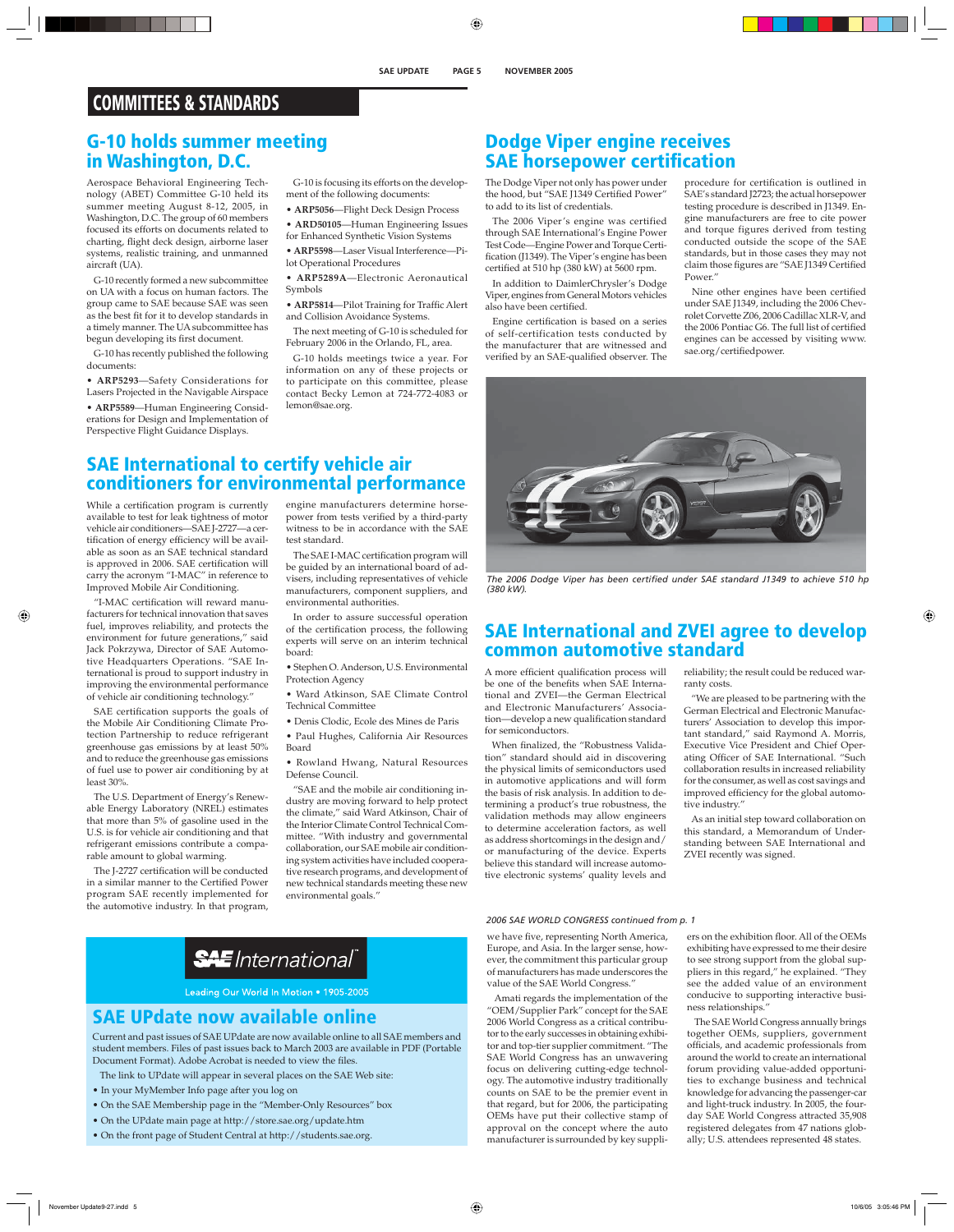# COMMITTEES & STANDARDS

## G-10 holds summer meeting in Washington, D.C.

Aerospace Behavioral Engineering Technology (ABET) Committee G-10 held its summer meeting August 8-12, 2005, in Washington, D.C. The group of 60 members focused its efforts on documents related to charting, flight deck design, airborne laser systems, realistic training, and unmanned aircraft (UA).

G-10 recently formed a new subcommittee on UA with a focus on human factors. The group came to SAE because SAE was seen as the best fit for it to develop standards in a timely manner. The UA subcommittee has begun developing its first document.

G-10 has recently published the following documents:

- **ARP5293**—Safety Considerations for Lasers Projected in the Navigable Airspace
- **ARP5589**—Human Engineering Considerations for Design and Implementation of Perspective Flight Guidance Displays.

G-10 is focusing its efforts on the development of the following documents:

- **ARP5056**—Flight Deck Design Process
- **ARD50105**—Human Engineering Issues for Enhanced Synthetic Vision Systems
- **ARP5598**—Laser Visual Interference—Pilot Operational Procedures
- **ARP5289A**—Electronic Aeronautical Symbols
- **ARP5814**—Pilot Training for Traffic Alert and Collision Avoidance Systems.

The next meeting of G-10 is scheduled for February 2006 in the Orlando, FL, area.

G-10 holds meetings twice a year. For information on any of these projects or to participate on this committee, please contact Becky Lemon at 724-772-4083 or lemon@sae.org.

## SAE International to certify vehicle air conditioners for environmental performance

While a certification program is currently available to test for leak tightness of motor vehicle air conditioners—SAE J-2727—a certification of energy efficiency will be available as soon as an SAE technical standard is approved in 2006. SAE certification will carry the acronym "I-MAC" in reference to Improved Mobile Air Conditioning.

"I-MAC certification will reward manufacturers for technical innovation that saves fuel, improves reliability, and protects the environment for future generations," said Jack Pokrzywa, Director of SAE Automotive Headquarters Operations. "SAE International is proud to support industry in improving the environmental performance of vehicle air conditioning technology."

SAE certification supports the goals of the Mobile Air Conditioning Climate Protection Partnership to reduce refrigerant greenhouse gas emissions by at least 50% and to reduce the greenhouse gas emissions of fuel use to power air conditioning by at least 30%.

The U.S. Department of Energy's Renewable Energy Laboratory (NREL) estimates that more than 5% of gasoline used in the U.S. is for vehicle air conditioning and that refrigerant emissions contribute a comparable amount to global warming.

The J-2727 certification will be conducted in a similar manner to the Certified Power program SAE recently implemented for the automotive industry. In that program, engine manufacturers determine horsepower from tests verified by a third-party witness to be in accordance with the SAE test standard.

The SAE I-MAC certification program will be guided by an international board of advisers, including representatives of vehicle manufacturers, component suppliers, and environmental authorities.

In order to assure successful operation of the certification process, the following experts will serve on an interim technical board:

- Stephen O. Anderson, U.S. Environmental Protection Agency
- Ward Atkinson, SAE Climate Control Technical Committee
- Denis Clodic, Ecole des Mines de Paris
- Paul Hughes, California Air Resources Board
- Rowland Hwang, Natural Resources Defense Council.

"SAE and the mobile air conditioning industry are moving forward to help protect the climate," said Ward Atkinson, Chair of the Interior Climate Control Technical Committee. "With industry and governmental collaboration, our SAE mobile air conditioning system activities have included cooperative research programs, and development of new technical standards meeting these new environmental goals."

## Dodge Viper engine receives SAE horsepower certification

The Dodge Viper not only has power under the hood, but "SAE J1349 Certified Power" to add to its list of credentials.

The 2006 Viper's engine was certified through SAE International's Engine Power Test Code—Engine Power and Torque Certification (J1349). The Viper's engine has been certified at 510 hp (380 kW) at 5600 rpm.

In addition to DaimlerChrysler's Dodge Viper, engines from General Motors vehicles also have been certified.

Engine certification is based on a series of self-certification tests conducted by the manufacturer that are witnessed and verified by an SAE-qualified observer. The procedure for certification is outlined in SAE's standard J2723; the actual horsepower testing procedure is described in J1349. Engine manufacturers are free to cite power and torque figures derived from testing conducted outside the scope of the SAE standards, but in those cases they may not claim those figures are "SAE J1349 Certified Power."

Nine other engines have been certified under SAE J1349, including the 2006 Chevrolet Corvette Z06, 2006 Cadillac XLR-V, and the 2006 Pontiac G6. The full list of certified engines can be accessed by visiting www.sae.org/certifiedpower.

*The 2006 Dodge Viper has been certified under SAE standard J1349 to achieve 510 hp (380 kW).*

## SAE International and ZVEI agree to develop common automotive standard

A more efficient qualification process will be one of the benefits when SAE International and ZVEI—the German Electrical and Electronic Manufacturers' Association—develop a new qualification standard for semiconductors.

When finalized, the "Robustness Validation" standard should aid in discovering the physical limits of semiconductors used in automotive applications and will form the basis of risk analysis. In addition to determining a product's true robustness, the validation methods may allow engineers to determine acceleration factors, as well as address shortcomings in the design and/or manufacturing of the device. Experts believe this standard will increase automotive electronic systems' quality levels and reliability; the result could be reduced warranty costs.

"We are pleased to be partnering with the German Electrical and Electronic Manufacturers' Association to develop this important standard," said Raymond A. Morris, Executive Vice President and Chief Operating Officer of SAE International. "Such collaboration results in increased reliability for the consumer, as well as cost savings and improved efficiency for the global automotive industry."

As an initial step toward collaboration on this standard, a Memorandum of Understanding between SAE International and ZVEI recently was signed.

---

SAE International

Leading Our World in Motion • 1905-2005

## SAE UPdate now available online

Current and past issues of SAE UPdate are now available online to all SAE members and student members. Files of past issues back to March 2003 are available in PDF (Portable Document Format). Adobe Acrobat is needed to view the files.

The link to UPdate will appear in several places on the SAE Web site:

- In your MyMember Info page after you log on
- On the SAE Membership page in the "Member-Only Resources" box
- On the UPdate main page at http://store.sae.org/update.htm
- On the front page of Student Central at http://students.sae.org.

---

*2006 SAE WORLD CONGRESS continued from p. 1*

we have five, representing North America, Europe, and Asia. In the larger sense, however, the commitment this particular group of manufacturers has made underscores the value of the SAE World Congress."

Amati regards the implementation of the "OEM/Supplier Park" concept for the SAE 2006 World Congress as a critical contributor to the early successes in obtaining exhibitor and top-tier supplier commitment. "The SAE World Congress has an unwavering focus on delivering cutting-edge technology. The automotive industry traditionally counts on SAE to be the premier event in that regard, but for 2006, the participating OEMs have put their collective stamp of approval on the concept where the auto manufacturer is surrounded by key suppliers on the exhibition floor. All of the OEMs exhibiting have expressed to me their desire to see strong support from the global suppliers in this regard," he explained. "They see the added value of an environment conducive to supporting interactive business relationships."

The SAE World Congress annually brings together OEMs, suppliers, government officials, and academic professionals from around the world to create an international forum providing value-added opportunities to exchange business and technical knowledge for advancing the passenger-car and light-truck industry. In 2005, the four-day SAE World Congress attracted 35,908 registered delegates from 47 nations globally; U.S. attendees represented 48 states.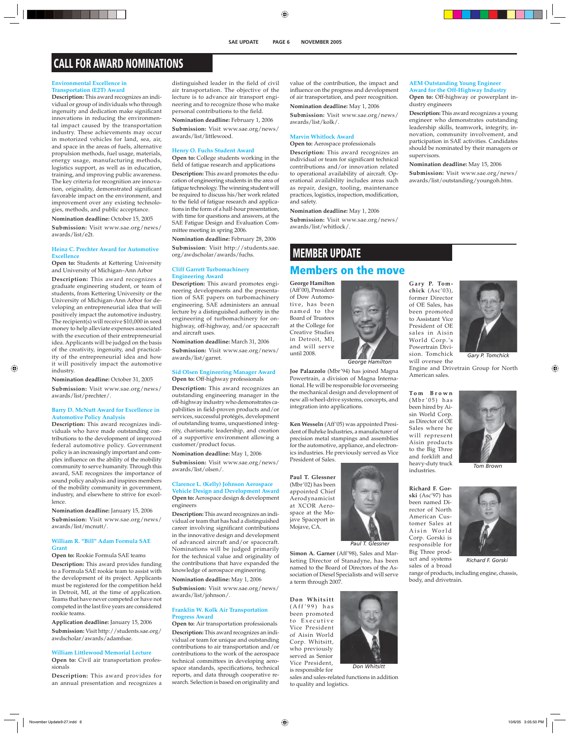# CALL FOR AWARD NOMINATIONS

### Environmental Excellence in Transportation (E2T) Award

**Description:** This award recognizes an individual or group of individuals who through ingenuity and dedication make significant innovations in reducing the environmental impact caused by the transportation industry. These achievements may occur in motorized vehicles for land, sea, air, and space in the areas of fuels, alternative propulsion methods, fuel usage, materials, energy usage, manufacturing methods, logistics support, as well as in education, training, and improving public awareness. The key criteria for recognition are innovation, originality, demonstrated significant favorable impact on the environment, and improvement over any existing technologies, methods, and public acceptance.

**Nomination deadline:** October 15, 2005

**Submission:** Visit www.sae.org/news/awards/list/e2t.

### Heinz C. Prechter Award for Automotive Excellence

**Open to:** Students at Kettering University and University of Michigan–Ann Arbor

**Description:** This award recognizes a graduate engineering student, or team of students, from Kettering University or the University of Michigan-Ann Arbor for developing an entrepreneurial idea that will positively impact the automotive industry. The recipient(s) will receive $10,000 in seed money to help alleviate expenses associated with the execution of their entrepreneurial idea. Applicants will be judged on the basis of the creativity, ingenuity, and practicality of the entrepreneurial idea and how it will positively impact the automotive industry.

**Nomination deadline:** October 31, 2005

**Submission:** Visit www.sae.org/news/awards/list/prechter/.

### Barry D. McNutt Award for Excellence in Automotive Policy Analysis

**Description:** This award recognizes individuals who have made outstanding contributions to the development of improved federal automotive policy. Government policy is an increasingly important and complex influence on the ability of the mobility community to serve humanity. Through this award, SAE recognizes the importance of sound policy analysis and inspires members of the mobility community in government, industry, and elsewhere to strive for excellence.

**Nomination deadline:** January 15, 2006

**Submission:** Visit www.sae.org/news/awards/list/mcnutt/.

### William R. "Bill" Adam Formula SAE Grant

**Open to:** Rookie Formula SAE teams

**Description:** This award provides funding to a Formula SAE rookie team to assist with the development of its project. Applicants must be registered for the competition held in Detroit, MI, at the time of application. Teams that have never competed or have not competed in the last five years are considered rookie teams.

**Application deadline:** January 15, 2006

**Submission:** Visit http://students.sae.org/awdscholar/awards/adamfsae.

### William Littlewood Memorial Lecture

**Open to:** Civil air transportation professionals

**Description:** This award provides for an annual presentation and recognizes a distinguished leader in the field of civil air transportation. The objective of the lecture is to advance air transport engineering and to recognize those who make personal contributions to the field.

**Nomination deadline:** February 1, 2006

**Submission:** Visit www.sae.org/news/awards/list/littlewood.

### Henry O. Fuchs Student Award

**Open to:** College students working in the field of fatigue research and applications

**Description:** This award promotes the education of engineering students in the area of fatigue technology. The winning student will be required to discuss his/her work related to the field of fatigue research and applications in the form of a half-hour presentation, with time for questions and answers, at the SAE Fatigue Design and Evaluation Committee meeting in spring 2006.

**Nomination deadline:** February 28, 2006

**Submission:** Visit http://students.sae.org/awdscholar/awards/fuchs.

### Cliff Garrett Turbomachinery Engineering Award

**Description:** This award promotes engineering developments and the presentation of SAE papers on turbomachinery engineering. SAE administers an annual lecture by a distinguished authority in the engineering of turbomachinery for on-highway, off-highway, and/or spacecraft and aircraft uses.

**Nomination deadline:** March 31, 2006

**Submission:** Visit www.sae.org/news/awards/list/garret.

### Sid Olsen Engineering Manager Award

**Open to:** Off-highway professionals

**Description:** This award recognizes an outstanding engineering manager in the off-highway industry who demonstrates capabilities in field-proven products and/or services, successful protégés, development of outstanding teams, unquestioned integrity, charismatic leadership, and creation of a supportive environment allowing a customer/product focus.

**Nomination deadline:** May 1, 2006

**Submission:** Visit www.sae.org/news/awards/list/olsen/.

### Clarence L. (Kelly) Johnson Aerospace Vehicle Design and Development Award

**Open to:** Aerospace design & development engineers

**Description:** This award recognizes an individual or team that has had a distinguished career involving significant contributions in the innovative design and development of advanced aircraft and/or spacecraft. Nominations will be judged primarily for the technical value and originality of the contributions that have expanded the knowledge of aerospace engineering.

**Nomination deadline:** May 1, 2006

**Submission:** Visit www.sae.org/news/awards/list/johnson/.

### Franklin W. Kolk Air Transportation Progress Award

**Open to:** Air transportation professionals

**Description:** This award recognizes an individual or team for unique and outstanding contributions to air transportation and/or contributions to the work of the aerospace technical committees in developing aerospace standards, specifications, technical reports, and data through cooperative research. Selection is based on originality and value of the contribution, the impact and influence on the progress and development of air transportation, and peer recognition.

**Nomination deadline:** May 1, 2006

**Submission:** Visit www.sae.org/news/awards/list/kolk/.

### Marvin Whitlock Award

**Open to:** Aerospace professionals

**Description:** This award recognizes an individual or team for significant technical contributions and/or innovation related to operational availability of aircraft. Operational availability includes areas such as repair, design, tooling, maintenance practices, logistics, inspection, modification, and safety.

**Nomination deadline:** May 1, 2006

**Submission:** Visit www.sae.org/news/awards/list/whitlock/.

### AEM Outstanding Young Engineer Award for the Off-Highway Industry

**Open to:** Off-highway or powerplant industry engineers

**Description:** This award recognizes a young engineer who demonstrates outstanding leadership skills, teamwork, integrity, innovation, community involvement, and participation in SAE activities. Candidates should be nominated by their managers or supervisors.

**Nomination deadline:** May 15, 2006

**Submission:** Visit www.sae.org/news/awards/list/outstanding/youngoh.htm.

# MEMBER UPDATE

## Members on the move

**George Hamilton** (Aff'00), President of Dow Automotive, has been named to the Board of Trustees at the College for Creative Studies in Detroit, MI, and will serve until 2008.

George Hamilton

**Joe Palazzolo** (Mbr'94) has joined Magna Powertrain, a division of Magna International. He will be responsible for overseeing the mechanical design and development of new all-wheel-drive systems, concepts, and integration into applications.

**Ken Wesseln** (Aff'05) was appointed President of Buhrke Industries, a manufacturer of precision metal stampings and assemblies for the automotive, appliance, and electronics industries. He previously served as Vice President of Sales.

**Paul T. Glessner** (Mbr'02) has been appointed Chief Aerodynamicist at XCOR Aerospace at the Mojave Spaceport in Mojave, CA.

Paul T. Glessner

**Simon A. Garner** (Aff'98), Sales and Marketing Director of Stanadyne, has been named to the Board of Directors of the Association of Diesel Specialists and will serve a term through 2007.

**Don Whitsitt** (Aff'99) has been promoted to Executive Vice President of Aisin World Corp. Whitsitt, who previously served as Senior Vice President, is responsible for sales and sales-related functions in addition to quality and logistics.

Don Whitsitt

**Gary P. Tomchick** (Asc'03), former Director of OE Sales, has been promoted to Assistant Vice President of OE sales in Aisin World Corp.'s Powertrain Division. Tomchick will oversee the Engine and Drivetrain Group for North American sales.

Gary P. Tomchick

**Tom Brown** (Mbr'05) has been hired by Aisin World Corp. as Director of OE Sales where he will represent Aisin products to the Big Three and forklift and heavy-duty truck industries.

Tom Brown

**Richard F. Gorski** (Asc'97) has been named Director of North American Customer Sales at Aisin World Corp. Gorski is responsible for Big Three product and systems sales of a broad range of products, including engine, chassis, body, and drivetrain.

Richard F. Gorski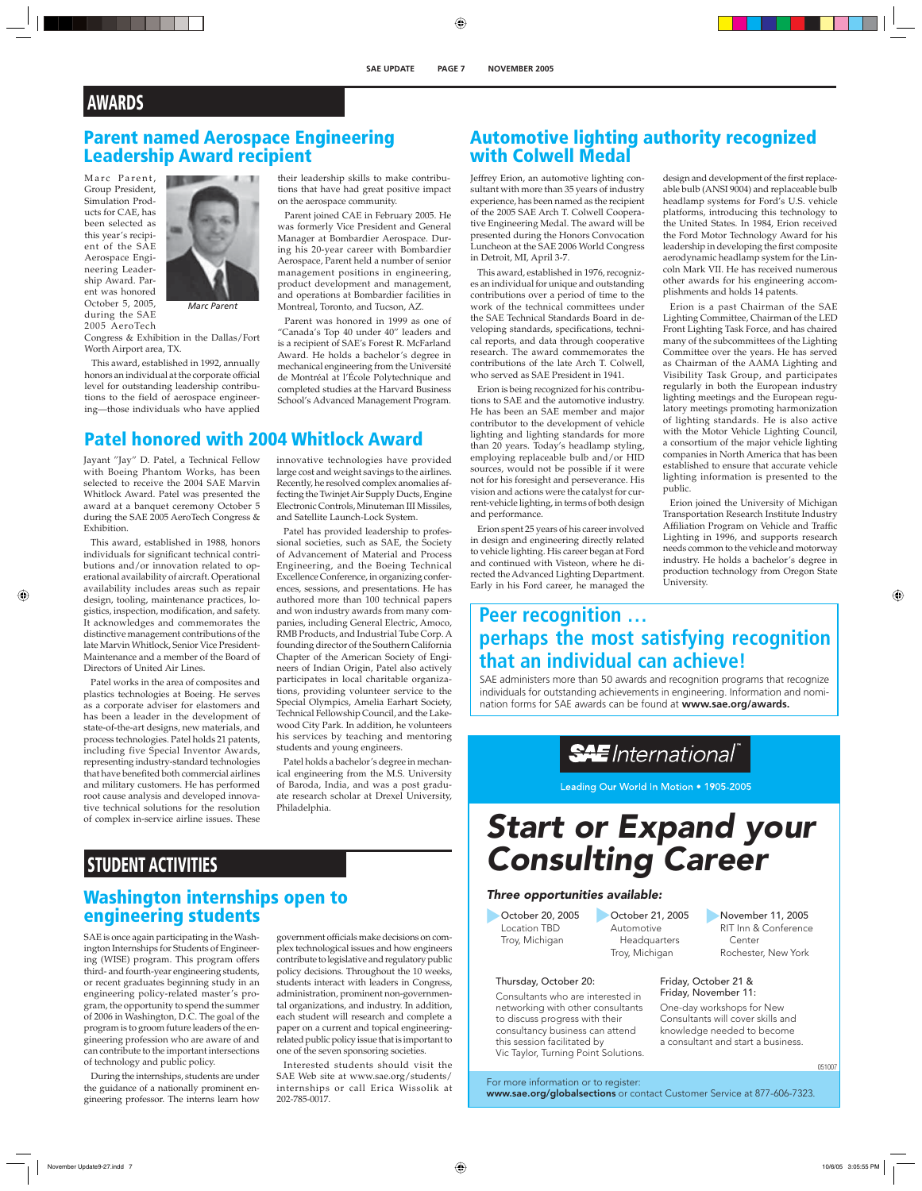# AWARDS

## Parent named Aerospace Engineering Leadership Award recipient

Marc Parent, Group President, Simulation Products for CAE, has been selected as this year's recipient of the SAE Aerospace Engineering Leadership Award. Parent was honored October 5, 2005, during the SAE 2005 AeroTech Congress & Exhibition in the Dallas/Fort Worth Airport area, TX.

Marc Parent

This award, established in 1992, annually honors an individual at the corporate official level for outstanding leadership contributions to the field of aerospace engineering—those individuals who have applied their leadership skills to make contributions that have had great positive impact on the aerospace community.

Parent joined CAE in February 2005. He was formerly Vice President and General Manager at Bombardier Aerospace. During his 20-year career with Bombardier Aerospace, Parent held a number of senior management positions in engineering, product development and management, and operations at Bombardier facilities in Montreal, Toronto, and Tucson, AZ.

Parent was honored in 1999 as one of "Canada's Top 40 under 40" leaders and is a recipient of SAE's Forest R. McFarland Award. He holds a bachelor's degree in mechanical engineering from the Université de Montréal at l'École Polytechnique and completed studies at the Harvard Business School's Advanced Management Program.

## Patel honored with 2004 Whitlock Award

Jayant "Jay" D. Patel, a Technical Fellow with Boeing Phantom Works, has been selected to receive the 2004 SAE Marvin Whitlock Award. Patel was presented the award at a banquet ceremony October 5 during the SAE 2005 AeroTech Congress & Exhibition.

This award, established in 1988, honors individuals for significant technical contributions and/or innovation related to operational availability of aircraft. Operational availability includes areas such as repair design, tooling, maintenance practices, logistics, inspection, modification, and safety. It acknowledges and commemorates the distinctive management contributions of the late Marvin Whitlock, Senior Vice President-Maintenance and a member of the Board of Directors of United Air Lines.

Patel works in the area of composites and plastics technologies at Boeing. He serves as a corporate adviser for elastomers and has been a leader in the development of state-of-the-art designs, new materials, and process technologies. Patel holds 21 patents, including five Special Inventor Awards, representing industry-standard technologies that have benefited both commercial airlines and military customers. He has performed root cause analysis and developed innovative technical solutions for the resolution of complex in-service airline issues. These innovative technologies have provided large cost and weight savings to the airlines. Recently, he resolved complex anomalies affecting the Twinjet Air Supply Ducts, Engine Electronic Controls, Minuteman III Missiles, and Satellite Launch-Lock System.

Patel has provided leadership to professional societies, such as SAE, the Society of Advancement of Material and Process Engineering, and the Boeing Technical Excellence Conference, in organizing conferences, sessions, and presentations. He has authored more than 100 technical papers and won industry awards from many companies, including General Electric, Amoco, RMB Products, and Industrial Tube Corp. A founding director of the Southern California Chapter of the American Society of Engineers of Indian Origin, Patel also actively participates in local charitable organizations, providing volunteer service to the Special Olympics, Amelia Earhart Society, Technical Fellowship Council, and the Lakewood City Park. In addition, he volunteers his services by teaching and mentoring students and young engineers.

Patel holds a bachelor's degree in mechanical engineering from the M.S. University of Baroda, India, and was a post graduate research scholar at Drexel University, Philadelphia.

## Automotive lighting authority recognized with Colwell Medal

Jeffrey Erion, an automotive lighting consultant with more than 35 years of industry experience, has been named as the recipient of the 2005 SAE Arch T. Colwell Cooperative Engineering Medal. The award will be presented during the Honors Convocation Luncheon at the SAE 2006 World Congress in Detroit, MI, April 3-7.

This award, established in 1976, recognizes an individual for unique and outstanding contributions over a period of time to the work of the technical committees under the SAE Technical Standards Board in developing standards, specifications, technical reports, and data through cooperative research. The award commemorates the contributions of the late Arch T. Colwell, who served as SAE President in 1941.

Erion is being recognized for his contributions to SAE and the automotive industry. He has been an SAE member and major contributor to the development of vehicle lighting and lighting standards for more than 20 years. Today's headlamp styling, employing replaceable bulb and/or HID sources, would not be possible if it were not for his foresight and perseverance. His vision and actions were the catalyst for current-vehicle lighting, in terms of both design and performance.

Erion spent 25 years of his career involved in design and engineering directly related to vehicle lighting. His career began at Ford and continued with Visteon, where he directed the Advanced Lighting Department. Early in his Ford career, he managed the design and development of the first replaceable bulb (ANSI 9004) and replaceable bulb headlamp systems for Ford's U.S. vehicle platforms, introducing this technology to the United States. In 1984, Erion received the Ford Motor Technology Award for his leadership in developing the first composite aerodynamic headlamp system for the Lincoln Mark VII. He has received numerous other awards for his engineering accomplishments and holds 14 patents.

Erion is a past Chairman of the SAE Lighting Committee, Chairman of the LED Front Lighting Task Force, and has chaired many of the subcommittees of the Lighting Committee over the years. He has served as Chairman of the AAMA Lighting and Visibility Task Group, and participates regularly in both the European industry lighting meetings and the European regulatory meetings promoting harmonization of lighting standards. He is also active with the Motor Vehicle Lighting Council, a consortium of the major vehicle lighting companies in North America that has been established to ensure that accurate vehicle lighting information is presented to the public.

Erion joined the University of Michigan Transportation Research Institute Industry Affiliation Program on Vehicle and Traffic Lighting in 1996, and supports research needs common to the vehicle and motorway industry. He holds a bachelor's degree in production technology from Oregon State University.

## Peer recognition … perhaps the most satisfying recognition that an individual can achieve!

SAE administers more than 50 awards and recognition programs that recognize individuals for outstanding achievements in engineering. Information and nomination forms for SAE awards can be found at **www.sae.org/awards.**

# STUDENT ACTIVITIES

## Washington internships open to engineering students

SAE is once again participating in the Washington Internships for Students of Engineering (WISE) program. This program offers third- and fourth-year engineering students, or recent graduates beginning study in an engineering policy-related master's program, the opportunity to spend the summer of 2006 in Washington, D.C. The goal of the program is to groom future leaders of the engineering profession who are aware of and can contribute to the important intersections of technology and public policy.

During the internships, students are under the guidance of a nationally prominent engineering professor. The interns learn how government officials make decisions on complex technological issues and how engineers contribute to legislative and regulatory public policy decisions. Throughout the 10 weeks, students interact with leaders in Congress, administration, prominent non-governmental organizations, and industry. In addition, each student will research and complete a paper on a current and future engineering-related public policy issue that is important to one of the seven sponsoring societies.

Interested students should visit the SAE Web site at www.sae.org/students/internships or call Erica Wissolik at 202-785-0017.

---

**SAE International™**

Leading Our World In Motion • 1905-2005

# *Start or Expand your Consulting Career*

***Three opportunities available:***

- October 20, 2005 — Location TBD, Troy, Michigan
- October 21, 2005 — Automotive Headquarters, Troy, Michigan
- November 11, 2005 — RIT Inn & Conference Center, Rochester, New York

Thursday, October 20:
Consultants who are interested in networking with other consultants to discuss progress with their consultancy business can attend this session facilitated by Vic Taylor, Turning Point Solutions.

Friday, October 21 & Friday, November 11:
One-day workshops for New Consultants will cover skills and knowledge needed to become a consultant and start a business.

051007

For more information or to register:
**www.sae.org/globalsections** or contact Customer Service at 877-606-7323.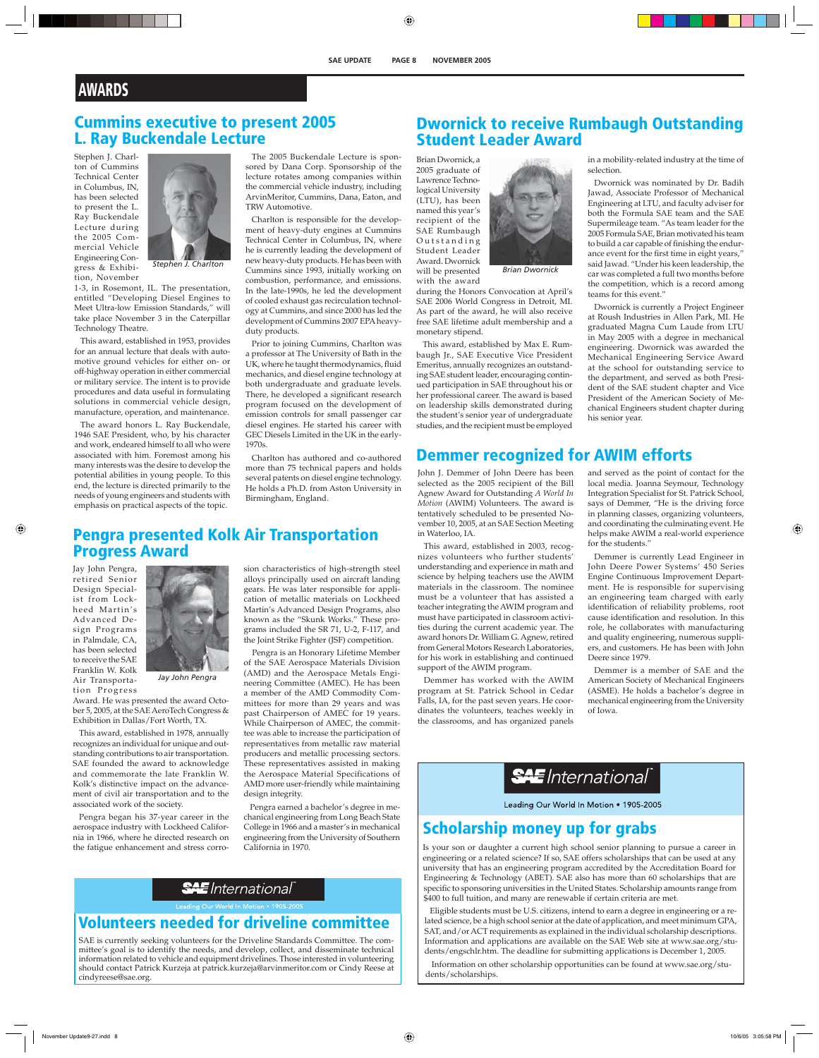# AWARDS

## Cummins executive to present 2005 L. Ray Buckendale Lecture

Stephen J. Charlton of Cummins Technical Center in Columbus, IN, has been selected to present the L. Ray Buckendale Lecture during the 2005 Commercial Vehicle Engineering Congress & Exhibition, November 1-3, in Rosemont, IL. The presentation, entitled "Developing Diesel Engines to Meet Ultra-low Emission Standards," will take place November 3 in the Caterpillar Technology Theatre.

Stephen J. Charlton

This award, established in 1953, provides for an annual lecture that deals with automotive ground vehicles for either on- or off-highway operation in either commercial or military service. The intent is to provide procedures and data useful in formulating solutions in commercial vehicle design, manufacture, operation, and maintenance.

The award honors L. Ray Buckendale, 1946 SAE President, who, by his character and work, endeared himself to all who were associated with him. Foremost among his many interests was the desire to develop the potential abilities in young people. To this end, the lecture is directed primarily to the needs of young engineers and students with emphasis on practical aspects of the topic.

The 2005 Buckendale Lecture is sponsored by Dana Corp. Sponsorship of the lecture rotates among companies within the commercial vehicle industry, including ArvinMeritor, Cummins, Dana, Eaton, and TRW Automotive.

Charlton is responsible for the development of heavy-duty engines at Cummins Technical Center in Columbus, IN, where he is currently leading the development of new heavy-duty products. He has been with Cummins since 1993, initially working on combustion, performance, and emissions. In the late-1990s, he led the development of cooled exhaust gas recirculation technology at Cummins, and since 2000 has led the development of Cummins 2007 EPA heavy-duty products.

Prior to joining Cummins, Charlton was a professor at The University of Bath in the UK, where he taught thermodynamics, fluid mechanics, and diesel engine technology at both undergraduate and graduate levels. There, he developed a significant research program focused on the development of emission controls for small passenger car diesel engines. He started his career with GEC Diesels Limited in the UK in the early-1970s.

Charlton has authored and co-authored more than 75 technical papers and holds several patents on diesel engine technology. He holds a Ph.D. from Aston University in Birmingham, England.

## Pengra presented Kolk Air Transportation Progress Award

Jay John Pengra, retired Senior Design Specialist from Lockheed Martin's Advanced Design Programs in Palmdale, CA, has been selected to receive the SAE Franklin W. Kolk Air Transportation Progress Award. He was presented the award October 5, 2005, at the SAE AeroTech Congress & Exhibition in Dallas/Fort Worth, TX.

Jay John Pengra

This award, established in 1978, annually recognizes an individual for unique and outstanding contributions to air transportation. SAE founded the award to acknowledge and commemorate the late Franklin W. Kolk's distinctive impact on the advancement of civil air transportation and to the associated work of the society.

Pengra began his 37-year career in the aerospace industry with Lockheed California in 1966, where he directed research on the fatigue enhancement and stress corrosion characteristics of high-strength steel alloys principally used on aircraft landing gears. He was later responsible for application of metallic materials on Lockheed Martin's Advanced Design Programs, also known as the "Skunk Works." These programs included the SR 71, U-2, F-117, and the Joint Strike Fighter (JSF) competition.

Pengra is an Honorary Lifetime Member of the SAE Aerospace Materials Division (AMD) and the Aerospace Metals Engineering Committee (AMEC). He has been a member of the AMD Commodity Committees for more than 29 years and was past Chairperson of AMEC for 19 years. While Chairperson of AMEC, the committee was able to increase the participation of representatives from metallic raw material producers and metallic processing sectors. These representatives assisted in making the Aerospace Material Specifications of AMD more user-friendly while maintaining design integrity.

Pengra earned a bachelor's degree in mechanical engineering from Long Beach State College in 1966 and a master's in mechanical engineering from the University of Southern California in 1970.

SAE International
Leading Our World In Motion • 1905-2005

## Volunteers needed for driveline committee

SAE is currently seeking volunteers for the Driveline Standards Committee. The committee's goal is to identify the needs, and develop, collect, and disseminate technical information related to vehicle and equipment drivelines. Those interested in volunteering should contact Patrick Kurzeja at patrick.kurzeja@arvinmeritor.com or Cindy Reese at cindyreese@sae.org.

## Dwornick to receive Rumbaugh Outstanding Student Leader Award

Brian Dwornick, a 2005 graduate of Lawrence Technological University (LTU), has been named this year's recipient of the SAE Rumbaugh Outstanding Student Leader Award. Dwornick will be presented with the award during the Honors Convocation at April's SAE 2006 World Congress in Detroit, MI. As part of the award, he will also receive free SAE lifetime adult membership and a monetary stipend.

Brian Dwornick

This award, established by Max E. Rumbaugh Jr., SAE Executive Vice President Emeritus, annually recognizes an outstanding SAE student leader, encouraging continued participation in SAE throughout his or her professional career. The award is based on leadership skills demonstrated during the student's senior year of undergraduate studies, and the recipient must be employed in a mobility-related industry at the time of selection.

Dwornick was nominated by Dr. Badih Jawad, Associate Professor of Mechanical Engineering at LTU, and faculty adviser for both the Formula SAE team and the SAE Supermileage team. "As team leader for the 2005 Formula SAE, Brian motivated his team to build a car capable of finishing the endurance event for the first time in eight years," said Jawad. "Under his keen leadership, the car was completed a full two months before the competition, which is a record among teams for this event."

Dwornick is currently a Project Engineer at Roush Industries in Allen Park, MI. He graduated Magna Cum Laude from LTU in May 2005 with a degree in mechanical engineering. Dwornick was awarded the Mechanical Engineering Service Award at the school for outstanding service to the department, and served as both President of the SAE student chapter and Vice President of the American Society of Mechanical Engineers student chapter during his senior year.

## Demmer recognized for AWIM efforts

John J. Demmer of John Deere has been selected as the 2005 recipient of the Bill Agnew Award for Outstanding *A World In Motion* (AWIM) Volunteers. The award is tentatively scheduled to be presented November 10, 2005, at an SAE Section Meeting in Waterloo, IA.

This award, established in 2003, recognizes volunteers who further students' understanding and experience in math and science by helping teachers use the AWIM materials in the classroom. The nominee must be a volunteer that has assisted a teacher integrating the AWIM program and must have participated in classroom activities during the current academic year. The award honors Dr. William G. Agnew, retired from General Motors Research Laboratories, for his work in establishing and continued support of the AWIM program.

Demmer has worked with the AWIM program at St. Patrick School in Cedar Falls, IA, for the past seven years. He coordinates the volunteers, teaches weekly in the classrooms, and has organized panels and served as the point of contact for the local media. Joanna Seymour, Technology Integration Specialist for St. Patrick School, says of Demmer, "He is the driving force in planning classes, organizing volunteers, and coordinating the culminating event. He helps make AWIM a real-world experience for the students."

Demmer is currently Lead Engineer in John Deere Power Systems' 450 Series Engine Continuous Improvement Department. He is responsible for supervising an engineering team charged with early identification of reliability problems, root cause identification and resolution. In this role, he collaborates with manufacturing and quality engineering, numerous suppliers, and customers. He has been with John Deere since 1979.

Demmer is a member of SAE and the American Society of Mechanical Engineers (ASME). He holds a bachelor's degree in mechanical engineering from the University of Iowa.

SAE International
Leading Our World In Motion • 1905-2005

## Scholarship money up for grabs

Is your son or daughter a current high school senior planning to pursue a career in engineering or a related science? If so, SAE offers scholarships that can be used at any university that has an engineering program accredited by the Accreditation Board for Engineering & Technology (ABET). SAE also has more than 60 scholarships that are specific to sponsoring universities in the United States. Scholarship amounts range from $400 to full tuition, and many are renewable if certain criteria are met.

Eligible students must be U.S. citizens, intend to earn a degree in engineering or a related science, be a high school senior at the date of application, and meet minimum GPA, SAT, and/or ACT requirements as explained in the individual scholarship descriptions. Information and applications are available on the SAE Web site at www.sae.org/students/engschlr.htm. The deadline for submitting applications is December 1, 2005.

Information on other scholarship opportunities can be found at www.sae.org/students/scholarships.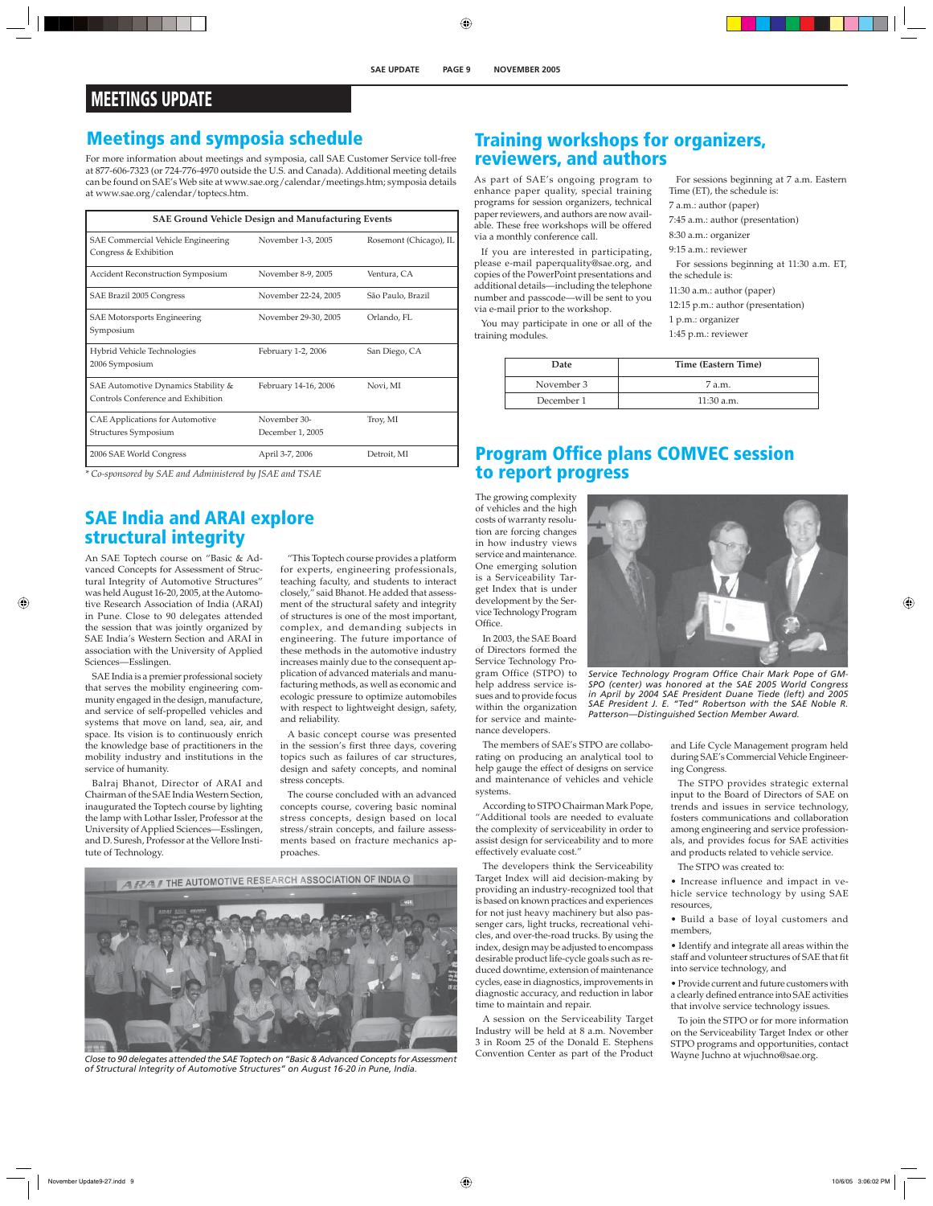# MEETINGS UPDATE

## Meetings and symposia schedule

For more information about meetings and symposia, call SAE Customer Service toll-free at 877-606-7323 (or 724-776-4970 outside the U.S. and Canada). Additional meeting details can be found on SAE's Web site at www.sae.org/calendar/meetings.htm; symposia details at www.sae.org/calendar/toptecs.htm.

| SAE Ground Vehicle Design and Manufacturing Events | | |
|---|---|---|
| SAE Commercial Vehicle Engineering Congress & Exhibition | November 1-3, 2005 | Rosemont (Chicago), IL |
| Accident Reconstruction Symposium | November 8-9, 2005 | Ventura, CA |
| SAE Brazil 2005 Congress | November 22-24, 2005 | São Paulo, Brazil |
| SAE Motorsports Engineering Symposium | November 29-30, 2005 | Orlando, FL |
| Hybrid Vehicle Technologies 2006 Symposium | February 1-2, 2006 | San Diego, CA |
| SAE Automotive Dynamics Stability & Controls Conference and Exhibition | February 14-16, 2006 | Novi, MI |
| CAE Applications for Automotive Structures Symposium | November 30-December 1, 2005 | Troy, MI |
| 2006 SAE World Congress | April 3-7, 2006 | Detroit, MI |

*\* Co-sponsored by SAE and Administered by JSAE and TSAE*

## SAE India and ARAI explore structural integrity

An SAE Toptech course on "Basic & Advanced Concepts for Assessment of Structural Integrity of Automotive Structures" was held August 16-20, 2005, at the Automotive Research Association of India (ARAI) in Pune. Close to 90 delegates attended the session that was jointly organized by SAE India's Western Section and ARAI in association with the University of Applied Sciences—Esslingen.

SAE India is a premier professional society that serves the mobility engineering community engaged in the design, manufacture, and service of self-propelled vehicles and systems that move on land, sea, air, and space. Its vision is to continuously enrich the knowledge base of practitioners in the mobility industry and institutions in the service of humanity.

Balraj Bhanot, Director of ARAI and Chairman of the SAE India Western Section, inaugurated the Toptech course by lighting the lamp with Lothar Issler, Professor at the University of Applied Sciences—Esslingen, and D. Suresh, Professor at the Vellore Institute of Technology.

"This Toptech course provides a platform for experts, engineering professionals, teaching faculty, and students to interact closely," said Bhanot. He added that assessment of the structural safety and integrity of structures is one of the most important, complex, and demanding subjects in engineering. The future importance of these methods in the automotive industry increases mainly due to the consequent application of advanced materials and manufacturing methods, as well as economic and ecologic pressure to optimize automobiles with respect to lightweight design, safety, and reliability.

A basic concept course was presented in the session's first three days, covering topics such as failures of car structures, design and safety concepts, and nominal stress concepts.

The course concluded with an advanced concepts course, covering basic nominal stress concepts, design based on local stress/strain concepts, and failure assessments based on fracture mechanics approaches.

*Close to 90 delegates attended the SAE Toptech on "Basic & Advanced Concepts for Assessment of Structural Integrity of Automotive Structures" on August 16-20 in Pune, India.*

## Training workshops for organizers, reviewers, and authors

As part of SAE's ongoing program to enhance paper quality, special training programs for session organizers, technical paper reviewers, and authors are now available. These free workshops will be offered via a monthly conference call.

If you are interested in participating, please e-mail paperquality@sae.org, and copies of the PowerPoint presentations and additional details—including the telephone number and passcode—will be sent to you via e-mail prior to the workshop.

You may participate in one or all of the training modules.

For sessions beginning at 7 a.m. Eastern Time (ET), the schedule is:

7 a.m.: author (paper)
7:45 a.m.: author (presentation)
8:30 a.m.: organizer
9:15 a.m.: reviewer

For sessions beginning at 11:30 a.m. ET, the schedule is:

11:30 a.m.: author (paper)
12:15 p.m.: author (presentation)
1 p.m.: organizer
1:45 p.m.: reviewer

| Date | Time (Eastern Time) |
|---|---|
| November 3 | 7 a.m. |
| December 1 | 11:30 a.m. |

## Program Office plans COMVEC session to report progress

The growing complexity of vehicles and the high costs of warranty resolution are forcing changes in how industry views service and maintenance. One emerging solution is a Serviceability Target Index that is under development by the Service Technology Program Office.

In 2003, the SAE Board of Directors formed the Service Technology Program Office (STPO) to help address service issues and to provide focus within the organization for service and maintenance developers.

*Service Technology Program Office Chair Mark Pope of GM-SPO (center) was honored at the SAE 2005 World Congress in April by 2004 SAE President Duane Tiede (left) and 2005 SAE President J. E. "Ted" Robertson with the SAE Noble R. Patterson—Distinguished Section Member Award.*

The members of SAE's STPO are collaborating on producing an analytical tool to help gauge the effect of designs on service and maintenance of vehicles and vehicle systems.

According to STPO Chairman Mark Pope, "Additional tools are needed to evaluate the complexity of serviceability in order to assist design for serviceability and to more effectively evaluate cost."

The developers think the Serviceability Target Index will aid decision-making by providing an industry-recognized tool that is based on known practices and experiences for not just heavy machinery but also passenger cars, light trucks, recreational vehicles, and over-the-road trucks. By using the index, design may be adjusted to encompass desirable product life-cycle goals such as reduced downtime, extension of maintenance cycles, ease in diagnostics, improvements in diagnostic accuracy, and reduction in labor time to maintain and repair.

A session on the Serviceability Target Industry will be held at 8 a.m. November 3 in Room 25 of the Donald E. Stephens Convention Center as part of the Product and Life Cycle Management program held during SAE's Commercial Vehicle Engineering Congress.

The STPO provides strategic external input to the Board of Directors of SAE on trends and issues in service technology, fosters communications and collaboration among engineering and service professionals, and provides focus for SAE activities and products related to vehicle service.

The STPO was created to:

- Increase influence and impact in vehicle service technology by using SAE resources,
- Build a base of loyal customers and members,
- Identify and integrate all areas within the staff and volunteer structures of SAE that fit into service technology, and
- Provide current and future customers with a clearly defined entrance into SAE activities that involve service technology issues.

To join the STPO or for more information on the Serviceability Target Index or other STPO programs and opportunities, contact Wayne Juchno at wjuchno@sae.org.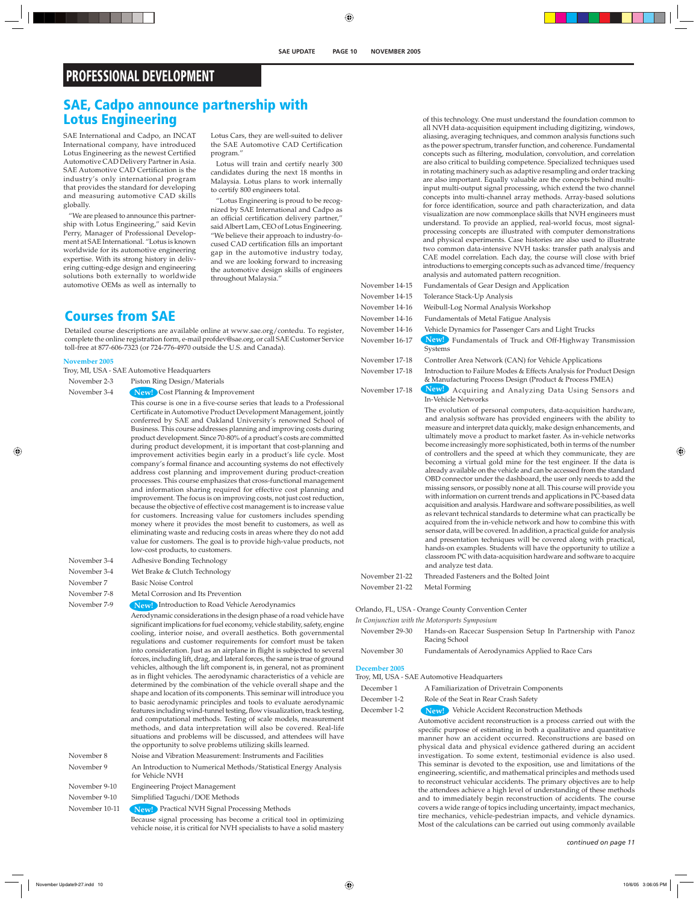## PROFESSIONAL DEVELOPMENT

## SAE, Cadpo announce partnership with Lotus Engineering

SAE International and Cadpo, an INCAT International company, have introduced Lotus Engineering as the newest Certified Automotive CAD Delivery Partner in Asia. SAE Automotive CAD Certification is the industry's only international program that provides the standard for developing and measuring automotive CAD skills globally.

"We are pleased to announce this partnership with Lotus Engineering," said Kevin Perry, Manager of Professional Development at SAE International. "Lotus is known worldwide for its automotive engineering expertise. With its strong history in delivering cutting-edge design and engineering solutions both externally to worldwide automotive OEMs as well as internally to Lotus Cars, they are well-suited to deliver the SAE Automotive CAD Certification program."

Lotus will train and certify nearly 300 candidates during the next 18 months in Malaysia. Lotus plans to work internally to certify 800 engineers total.

"Lotus Engineering is proud to be recognized by SAE International and Cadpo as an official certification delivery partner," said Albert Lam, CEO of Lotus Engineering. "We believe their approach to industry-focused CAD certification fills an important gap in the automotive industry today, and we are looking forward to increasing the automotive design skills of engineers throughout Malaysia."

## Courses from SAE

Detailed course descriptions are available online at www.sae.org/contedu. To register, complete the online registration form, e-mail profdev@sae.org, or call SAE Customer Service toll-free at 877-606-7323 (or 724-776-4970 outside the U.S. and Canada).

### November 2005

Troy, MI, USA - SAE Automotive Headquarters

November 2-3 — Piston Ring Design/Materials

November 3-4 — **New!** Cost Planning & Improvement

This course is one in a five-course series that leads to a Professional Certificate in Automotive Product Development Management, jointly conferred by SAE and Oakland University's renowned School of Business. This course addresses planning and improving costs during product development. Since 70-80% of a product's costs are committed during product development, it is important that cost-planning and improvement activities begin early in a product's life cycle. Most company's formal finance and accounting systems do not effectively address cost planning and improvement during product-creation processes. This course emphasizes that cross-functional management and information sharing required for effective cost planning and improvement. The focus is on improving costs, not just cost reduction, because the objective of effective cost management is to increase value for customers. Increasing value for customers includes spending money where it provides the most benefit to customers, as well as eliminating waste and reducing costs in areas where they do not add value for customers. The goal is to provide high-value products, not low-cost products, to customers.

November 3-4 — Adhesive Bonding Technology

November 3-4 — Wet Brake & Clutch Technology

November 7 — Basic Noise Control

November 7-8 — Metal Corrosion and Its Prevention

November 7-9 — **New!** Introduction to Road Vehicle Aerodynamics

Aerodynamic considerations in the design phase of a road vehicle have significant implications for fuel economy, vehicle stability, safety, engine cooling, interior noise, and overall aesthetics. Both governmental regulations and customer requirements for comfort must be taken into consideration. Just as an airplane in flight is subjected to several forces, including lift, drag, and lateral forces, the same is true of ground vehicles, although the lift component is, in general, not as prominent as in flight vehicles. The aerodynamic characteristics of a vehicle are determined by the combination of the vehicle overall shape and the shape and location of its components. This seminar will introduce you to basic aerodynamic principles and tools to evaluate aerodynamic features including wind-tunnel testing, flow visualization, track testing, and computational methods. Testing of scale models, measurement methods, and data interpretation will also be covered. Real-life situations and problems will be discussed, and attendees will have the opportunity to solve problems utilizing skills learned.

November 8 — Noise and Vibration Measurement: Instruments and Facilities

November 9 — An Introduction to Numerical Methods/Statistical Energy Analysis for Vehicle NVH

November 9-10 — Engineering Project Management

November 9-10 — Simplified Taguchi/DOE Methods

November 10-11 — **New!** Practical NVH Signal Processing Methods

Because signal processing has become a critical tool in optimizing vehicle noise, it is critical for NVH specialists to have a solid mastery of this technology. One must understand the foundation common to all NVH data-acquisition equipment including digitizing, windows, aliasing, averaging techniques, and common analysis functions such as the power spectrum, transfer function, and coherence. Fundamental concepts such as filtering, modulation, convolution, and correlation are also critical to building competence. Specialized techniques used in rotating machinery such as adaptive resampling and order tracking are also important. Equally valuable are the concepts behind multi-input multi-output signal processing, which extend the two channel concepts into multi-channel array methods. Array-based solutions for force identification, source and path characterization, and data visualization are now commonplace skills that NVH engineers must understand. To provide an applied, real-world focus, most signal-processing concepts are illustrated with computer demonstrations and physical experiments. Case histories are also used to illustrate two common data-intensive NVH tasks: transfer path analysis and CAE model correlation. Each day, the course will close with brief introductions to emerging concepts such as advanced time/frequency analysis and automated pattern recognition.

November 14-15 — Fundamentals of Gear Design and Application

November 14-15 — Tolerance Stack-Up Analysis

November 14-16 — Weibull-Log Normal Analysis Workshop

November 14-16 — Fundamentals of Metal Fatigue Analysis

November 14-16 — Vehicle Dynamics for Passenger Cars and Light Trucks

November 16-17 — **New!** Fundamentals of Truck and Off-Highway Transmission Systems

November 17-18 — Controller Area Network (CAN) for Vehicle Applications

November 17-18 — Introduction to Failure Modes & Effects Analysis for Product Design & Manufacturing Process Design (Product & Process FMEA)

November 17-18 — **New!** Acquiring and Analyzing Data Using Sensors and In-Vehicle Networks

The evolution of personal computers, data-acquisition hardware, and analysis software has provided engineers with the ability to measure and interpret data quickly, make design enhancements, and ultimately move a product to market faster. As in-vehicle networks become increasingly more sophisticated, both in terms of the number of controllers and the speed at which they communicate, they are becoming a virtual gold mine for the test engineer. If the data is already available on the vehicle and can be accessed from the standard OBD connector under the dashboard, the user only needs to add the missing sensors, or possibly none at all. This course will provide you with information on current trends and applications in PC-based data acquisition and analysis. Hardware and software possibilities, as well as relevant technical standards to determine what can practically be acquired from the in-vehicle network and how to combine this with sensor data, will be covered. In addition, a practical guide for analysis and presentation techniques will be covered along with practical, hands-on examples. Students will have the opportunity to utilize a classroom PC with data-acquisition hardware and software to acquire and analyze test data.

November 21-22 — Threaded Fasteners and the Bolted Joint

November 21-22 — Metal Forming

Orlando, FL, USA - Orange County Convention Center
*In Conjunction with the Motorsports Symposium*

November 29-30 — Hands-on Racecar Suspension Setup In Partnership with Panoz Racing School

November 30 — Fundamentals of Aerodynamics Applied to Race Cars

### December 2005

Troy, MI, USA - SAE Automotive Headquarters

December 1 — A Familiarization of Drivetrain Components

December 1-2 — Role of the Seat in Rear Crash Safety

December 1-2 — **New!** Vehicle Accident Reconstruction Methods

Automotive accident reconstruction is a process carried out with the specific purpose of estimating in both a qualitative and quantitative manner how an accident occurred. Reconstructions are based on physical data and physical evidence gathered during an accident investigation. To some extent, testimonial evidence is also used. This seminar is devoted to the exposition, use and limitations of the engineering, scientific, and mathematical principles and methods used to reconstruct vehicular accidents. The primary objectives are to help the attendees achieve a high level of understanding of these methods and to immediately begin reconstruction of accidents. The course covers a wide range of topics including uncertainty, impact mechanics, tire mechanics, vehicle-pedestrian impacts, and vehicle dynamics. Most of the calculations can be carried out using commonly available

*continued on page 11*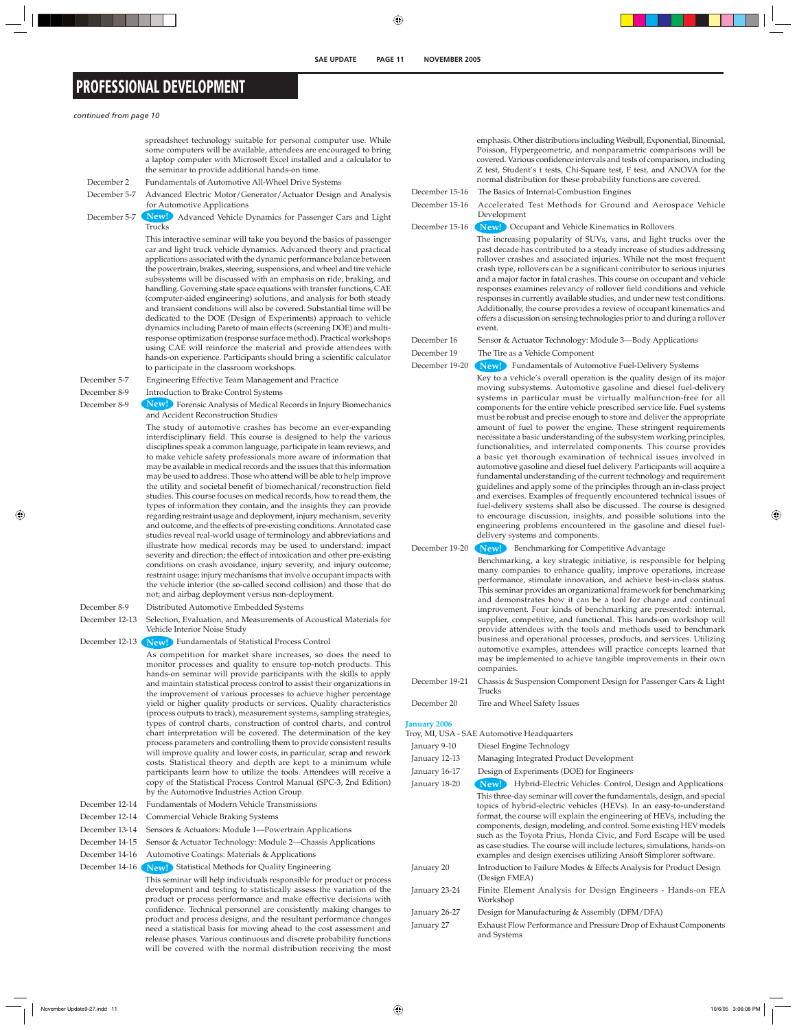# PROFESSIONAL DEVELOPMENT

*continued from page 10*

spreadsheet technology suitable for personal computer use. While some computers will be available, attendees are encouraged to bring a laptop computer with Microsoft Excel installed and a calculator to the seminar to provide additional hands-on time.

December 2 — Fundamentals of Automotive All-Wheel Drive Systems

December 5-7 — Advanced Electric Motor/Generator/Actuator Design and Analysis for Automotive Applications

December 5-7 — **New!** Advanced Vehicle Dynamics for Passenger Cars and Light Trucks

This interactive seminar will take you beyond the basics of passenger car and light truck vehicle dynamics. Advanced theory and practical applications associated with the dynamic performance balance between the powertrain, brakes, steering, suspensions, and wheel and tire vehicle subsystems will be discussed with an emphasis on ride, braking, and handling. Governing state space equations with transfer functions, CAE (computer-aided engineering) solutions, and analysis for both steady and transient conditions will also be covered. Substantial time will be dedicated to the DOE (Design of Experiments) approach to vehicle dynamics including Pareto of main effects (screening DOE) and multi-response optimization (response surface method). Practical workshops using CAE will reinforce the material and provide attendees with hands-on experience. Participants should bring a scientific calculator to participate in the classroom workshops.

December 5-7 — Engineering Effective Team Management and Practice

December 8-9 — Introduction to Brake Control Systems

December 8-9 — **New!** Forensic Analysis of Medical Records in Injury Biomechanics and Accident Reconstruction Studies

The study of automotive crashes has become an ever-expanding interdisciplinary field. This course is designed to help the various disciplines speak a common language, participate in team reviews, and to make vehicle safety professionals more aware of information that may be available in medical records and the issues that this information may be used to address. Those who attend will be able to help improve the utility and societal benefit of biomechanical/reconstruction field studies. This course focuses on medical records, how to read them, the types of information they contain, and the insights they can provide regarding restraint usage and deployment, injury mechanism, severity and outcome, and the effects of pre-existing conditions. Annotated case studies reveal real-world usage of terminology and abbreviations and illustrate how medical records may be used to understand: impact severity and direction; the effect of intoxication and other pre-existing conditions on crash avoidance, injury severity, and injury outcome; restraint usage; injury mechanisms that involve occupant impacts with the vehicle interior (the so-called second collision) and those that do not; and airbag deployment versus non-deployment.

December 8-9 — Distributed Automotive Embedded Systems

December 12-13 — Selection, Evaluation, and Measurements of Acoustical Materials for Vehicle Interior Noise Study

December 12-13 — **New!** Fundamentals of Statistical Process Control

As competition for market share increases, so does the need to monitor processes and quality to ensure top-notch products. This hands-on seminar will provide participants with the skills to apply and maintain statistical process control to assist their organizations in the improvement of various processes to achieve higher percentage yield or higher quality products or services. Quality characteristics (process outputs to track), measurement systems, sampling strategies, types of control charts, construction of control charts, and control chart interpretation will be covered. The determination of the key process parameters and controlling them to provide consistent results will improve quality and lower costs, in particular, scrap and rework costs. Statistical theory and depth are kept to a minimum while participants learn how to utilize the tools. Attendees will receive a copy of the Statistical Process Control Manual (SPC-3, 2nd Edition) by the Automotive Industries Action Group.

December 12-14 — Fundamentals of Modern Vehicle Transmissions

December 12-14 — Commercial Vehicle Braking Systems

December 13-14 — Sensors & Actuators: Module 1—Powertrain Applications

December 14-15 — Sensor & Actuator Technology: Module 2—Chassis Applications

December 14-16 — Automotive Coatings: Materials & Applications

December 14-16 — **New!** Statistical Methods for Quality Engineering

This seminar will help individuals responsible for product or process development and testing to statistically assess the variation of the product or process performance and make effective decisions with confidence. Technical personnel are consistently making changes to product and process designs, and the resultant performance changes need a statistical basis for moving ahead to the cost assessment and release phases. Various continuous and discrete probability functions will be covered with the normal distribution receiving the most emphasis. Other distributions including Weibull, Exponential, Binomial, Poisson, Hypergeometric, and nonparametric comparisons will be covered. Various confidence intervals and tests of comparison, including Z test, Student's t tests, Chi-Square test, F test, and ANOVA for the normal distribution for these probability functions are covered.

December 15-16 — The Basics of Internal-Combustion Engines

December 15-16 — Accelerated Test Methods for Ground and Aerospace Vehicle Development

December 15-16 — **New!** Occupant and Vehicle Kinematics in Rollovers

The increasing popularity of SUVs, vans, and light trucks over the past decade has contributed to a steady increase of studies addressing rollover crashes and associated injuries. While not the most frequent crash type, rollovers can be a significant contributor to serious injuries and a major factor in fatal crashes. This course on occupant and vehicle responses examines relevancy of rollover field conditions and vehicle responses in currently available studies, and under new test conditions. Additionally, the course provides a review of occupant kinematics and offers a discussion on sensing technologies prior to and during a rollover event.

December 16 — Sensor & Actuator Technology: Module 3—Body Applications

December 19 — The Tire as a Vehicle Component

December 19-20 — **New!** Fundamentals of Automotive Fuel-Delivery Systems

Key to a vehicle's overall operation is the quality design of its major moving subsystems. Automotive gasoline and diesel fuel-delivery systems in particular must be virtually malfunction-free for all components for the entire vehicle prescribed service life. Fuel systems must be robust and precise enough to store and deliver the appropriate amount of fuel to power the engine. These stringent requirements necessitate a basic understanding of the subsystem working principles, functionalities, and interrelated components. This course provides a basic yet thorough examination of technical issues involved in automotive gasoline and diesel fuel delivery. Participants will acquire a fundamental understanding of the current technology and requirement guidelines and apply some of the principles through an in-class project and exercises. Examples of frequently encountered technical issues of fuel-delivery systems shall also be discussed. The course is designed to encourage discussion, insights, and possible solutions into the engineering problems encountered in the gasoline and diesel fuel-delivery systems and components.

December 19-20 — **New!** Benchmarking for Competitive Advantage

Benchmarking, a key strategic initiative, is responsible for helping many companies to enhance quality, improve operations, increase performance, stimulate innovation, and achieve best-in-class status. This seminar provides an organizational framework for benchmarking and demonstrates how it can be a tool for change and continual improvement. Four kinds of benchmarking are presented: internal, supplier, competitive, and functional. This hands-on workshop will provide attendees with the tools and methods used to benchmark business and operational processes, products, and services. Utilizing automotive examples, attendees will practice concepts learned that may be implemented to achieve tangible improvements in their own companies.

December 19-21 — Chassis & Suspension Component Design for Passenger Cars & Light Trucks

December 20 — Tire and Wheel Safety Issues

## January 2006

Troy, MI, USA - SAE Automotive Headquarters

January 9-10 — Diesel Engine Technology

January 12-13 — Managing Integrated Product Development

January 16-17 — Design of Experiments (DOE) for Engineers

January 18-20 — **New!** Hybrid-Electric Vehicles: Control, Design and Applications

This three-day seminar will cover the fundamentals, design, and special topics of hybrid-electric vehicles (HEVs). In an easy-to-understand format, the course will explain the engineering of HEVs, including the components, design, modeling, and control. Some existing HEV models such as the Toyota Prius, Honda Civic, and Ford Escape will be used as case studies. The course will include lectures, simulations, hands-on examples and design exercises utilizing Ansoft Simplorer software.

January 20 — Introduction to Failure Modes & Effects Analysis for Product Design (Design FMEA)

January 23-24 — Finite Element Analysis for Design Engineers - Hands-on FEA Workshop

January 26-27 — Design for Manufacturing & Assembly (DFM/DFA)

January 27 — Exhaust Flow Performance and Pressure Drop of Exhaust Components and Systems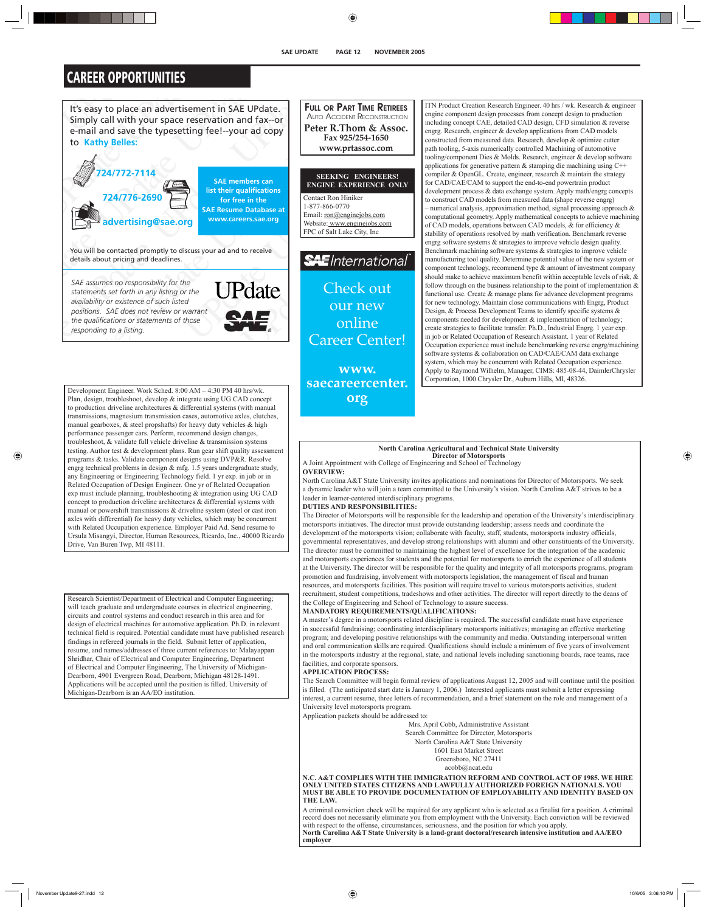# CAREER OPPORTUNITIES

It's easy to place an advertisement in SAE UPdate. Simply call with your space reservation and fax--or e-mail and save the typesetting fee!--your ad copy to **Kathy Belles:**

724/772-7114

724/776-2690

advertising@sae.org

SAE members can list their qualifications for free in the SAE Resume Database at www.careers.sae.org

You will be contacted promptly to discuss your ad and to receive details about pricing and deadlines.

*SAE assumes no responsibility for the statements set forth in any listing or the availability or existence of such listed positions. SAE does not review or warrant the qualifications or statements of those responding to a listing.*

UPdate SAE

---

**Full or Part Time Retirees**
Auto Accident Reconstruction
**Peter R.Thom & Assoc.**
**Fax 925/254-1650**
**www.prtassoc.com**

---

**SEEKING ENGINEERS! ENGINE EXPERIENCE ONLY**

Contact Ron Hiniker
1-877-866-0770
Email: ron@enginejobs.com
Website: www.enginejobs.com
FPC of Salt Lake City, Inc

---

SAE International

Check out our new online Career Center!

**www. saecareercenter. org**

---

ITN Product Creation Research Engineer. 40 hrs / wk. Research & engineer engine component design processes from concept design to production including concept CAE, detailed CAD design, CFD simulation & reverse engrg. Research, engineer & develop applications from CAD models constructed from measured data. Research, develop & optimize cutter path tooling, 5-axis numerically controlled Machining of automotive tooling/component Dies & Molds. Research, engineer & develop software applications for generative pattern & stamping die machining using C++ compiler & OpenGL. Create, engineer, research & maintain the strategy for CAD/CAE/CAM to support the end-to-end powertrain product development process & data exchange system. Apply math/engrg concepts to construct CAD models from measured data (shape reverse engrg) – numerical analysis, approximation method, signal processing approach & computational geometry. Apply mathematical concepts to achieve machining of CAD models, operations between CAD models, & for efficiency & stability of operations resolved by math verification. Benchmark reverse engrg software systems & strategies to improve vehicle design quality. Benchmark machining software systems & strategies to improve vehicle manufacturing tool quality. Determine potential value of the new system or component technology, recommend type & amount of investment company should make to achieve maximum benefit within acceptable levels of risk, & follow through on the business relationship to the point of implementation & functional use. Create & manage plans for advance development programs for new technology. Maintain close communications with Engrg, Product Design, & Process Development Teams to identify specific systems & components needed for development & implementation of technology; create strategies to facilitate transfer. Ph.D., Industrial Engrg. 1 year exp. in job or Related Occupation of Research Assistant. 1 year of Related Occupation experience must include benchmarking reverse engrg/machining software systems & collaboration on CAD/CAE/CAM data exchange system, which may be concurrent with Related Occupation experience. Apply to Raymond Wilhelm, Manager, CIMS: 485-08-44, DaimlerChrysler Corporation, 1000 Chrysler Dr., Auburn Hills, MI, 48326.

---

Development Engineer. Work Sched. 8:00 AM – 4:30 PM 40 hrs/wk. Plan, design, troubleshoot, develop & integrate using UG CAD concept to production driveline architectures & differential systems (with manual transmissions, magnesium transmission cases, automotive axles, clutches, manual gearboxes, & steel propshafts) for heavy duty vehicles & high performance passenger cars. Perform, recommend design changes, troubleshoot, & validate full vehicle driveline & transmission systems testing. Author test & development plans. Run gear shift quality assessment programs & tasks. Validate component designs using DVP&R. Resolve engrg technical problems in design & mfg. 1.5 years undergraduate study, any Engineering or Engineering Technology field. 1 yr exp. in job or in Related Occupation of Design Engineer. One yr of Related Occupation exp must include planning, troubleshooting & integration using UG CAD concept to production driveline architectures & differential systems with manual or powershift transmissions & driveline system (steel or cast iron axles with differential) for heavy duty vehicles, which may be concurrent with Related Occupation experience. Employer Paid Ad. Send resume to Ursula Misangyi, Director, Human Resources, Ricardo, Inc., 40000 Ricardo Drive, Van Buren Twp, MI 48111.

---

Research Scientist/Department of Electrical and Computer Engineering; will teach graduate and undergraduate courses in electrical engineering, circuits and control systems and conduct research in this area and for design of electrical machines for automotive application. Ph.D. in relevant technical field is required. Potential candidate must have published research findings in refereed journals in the field. Submit letter of application, resume, and names/addresses of three current references to: Malayappan Shridhar, Chair of Electrical and Computer Engineering, Department of Electrical and Computer Engineering, The University of Michigan-Dearborn, 4901 Evergreen Road, Dearborn, Michigan 48128-1491. Applications will be accepted until the position is filled. University of Michigan-Dearborn is an AA/EO institution.

---

**North Carolina Agricultural and Technical State University**
**Director of Motorsports**

A Joint Appointment with College of Engineering and School of Technology

**OVERVIEW:**

North Carolina A&T State University invites applications and nominations for Director of Motorsports. We seek a dynamic leader who will join a team committed to the University's vision. North Carolina A&T strives to be a leader in learner-centered interdisciplinary programs.

**DUTIES AND RESPONSIBILITIES:**

The Director of Motorsports will be responsible for the leadership and operation of the University's interdisciplinary motorsports initiatives. The director must provide outstanding leadership; assess needs and coordinate the development of the motorsports vision; collaborate with faculty, staff, students, motorsports industry officials, governmental representatives, and develop strong relationships with alumni and other constituents of the University. The director must be committed to maintaining the highest level of excellence for the integration of the academic and motorsports experiences for students and the potential for motorsports to enrich the experience of all students at the University. The director will be responsible for the quality and integrity of all motorsports programs, program promotion and fundraising, involvement with motorsports legislation, the management of fiscal and human resources, and motorsports facilities. This position will require travel to various motorsports activities, student recruitment, student competitions, tradeshows and other activities. The director will report directly to the deans of the College of Engineering and School of Technology to assure success.

**MANDATORY REQUIREMENTS/QUALIFICATIONS:**

A master's degree in a motorsports related discipline is required. The successful candidate must have experience in successful fundraising; coordinating interdisciplinary motorsports initiatives; managing an effective marketing program; and developing positive relationships with the community and media. Outstanding interpersonal written and oral communication skills are required. Qualifications should include a minimum of five years of involvement in the motorsports industry at the regional, state, and national levels including sanctioning boards, race teams, race facilities, and corporate sponsors.

**APPLICATION PROCESS:**

The Search Committee will begin formal review of applications August 12, 2005 and will continue until the position is filled. (The anticipated start date is January 1, 2006.) Interested applicants must submit a letter expressing interest, a current resume, three letters of recommendation, and a brief statement on the role and management of a University level motorsports program.

Application packets should be addressed to:

Mrs. April Cobb, Administrative Assistant
Search Committee for Director, Motorsports
North Carolina A&T State University
1601 East Market Street
Greensboro, NC 27411
acobb@ncat.edu

**N.C. A&T COMPLIES WITH THE IMMIGRATION REFORM AND CONTROL ACT OF 1985. WE HIRE ONLY UNITED STATES CITIZENS AND LAWFULLY AUTHORIZED FOREIGN NATIONALS. YOU MUST BE ABLE TO PROVIDE DOCUMENTATION OF EMPLOYABILITY AND IDENTITY BASED ON THE LAW.**

A criminal conviction check will be required for any applicant who is selected as a finalist for a position. A criminal record does not necessarily eliminate you from employment with the University. Each conviction will be reviewed with respect to the offense, circumstances, seriousness, and the position for which you apply.

**North Carolina A&T State University is a land-grant doctoral/research intensive institution and AA/EEO employer**